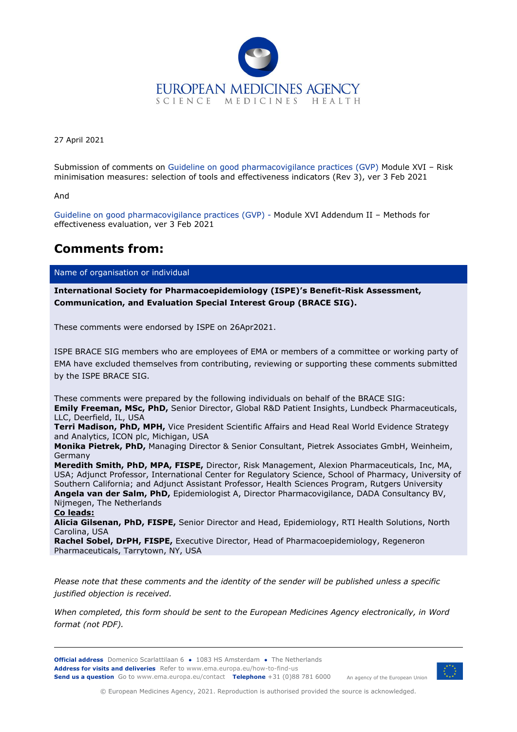EUROPEAN MEDICINES AGENCY

SCIENCE MEDICINES HEALTH

27 April 2021

Submission of comments on Guideline on good pharmacovigilance practices (GVP) Module XVI – Risk minimisation measures: selection of tools and effectiveness indicators (Rev 3), ver 3 Feb 2021

And

Guideline on good pharmacovigilance practices (GVP) - Module XVI Addendum II – Methods for effectiveness evaluation, ver 3 Feb 2021

## Comments from:

| Name of organisation or individual |
|---|
| **International Society for Pharmacoepidemiology (ISPE)'s Benefit-Risk Assessment, Communication, and Evaluation Special Interest Group (BRACE SIG).**<br><br>These comments were endorsed by ISPE on 26Apr2021.<br><br>ISPE BRACE SIG members who are employees of EMA or members of a committee or working party of EMA have excluded themselves from contributing, reviewing or supporting these comments submitted by the ISPE BRACE SIG.<br><br>These comments were prepared by the following individuals on behalf of the BRACE SIG:<br>**Emily Freeman, MSc, PhD,** Senior Director, Global R&D Patient Insights, Lundbeck Pharmaceuticals, LLC, Deerfield, IL, USA<br>**Terri Madison, PhD, MPH,** Vice President Scientific Affairs and Head Real World Evidence Strategy and Analytics, ICON plc, Michigan, USA<br>**Monika Pietrek, PhD,** Managing Director & Senior Consultant, Pietrek Associates GmbH, Weinheim, Germany<br>**Meredith Smith, PhD, MPA, FISPE,** Director, Risk Management, Alexion Pharmaceuticals, Inc, MA, USA; Adjunct Professor, International Center for Regulatory Science, School of Pharmacy, University of Southern California; and Adjunct Assistant Professor, Health Sciences Program, Rutgers University<br>**Angela van der Salm, PhD,** Epidemiologist A, Director Pharmacovigilance, DADA Consultancy BV, Nijmegen, The Netherlands<br>**<u>Co leads:</u>**<br>**Alicia Gilsenan, PhD, FISPE,** Senior Director and Head, Epidemiology, RTI Health Solutions, North Carolina, USA<br>**Rachel Sobel, DrPH, FISPE,** Executive Director, Head of Pharmacoepidemiology, Regeneron Pharmaceuticals, Tarrytown, NY, USA |

*Please note that these comments and the identity of the sender will be published unless a specific justified objection is received.*

*When completed, this form should be sent to the European Medicines Agency electronically, in Word format (not PDF).*

**Official address** Domenico Scarlattilaan 6 ● 1083 HS Amsterdam ● The Netherlands
**Address for visits and deliveries** Refer to www.ema.europa.eu/how-to-find-us
**Send us a question** Go to www.ema.europa.eu/contact **Telephone** +31 (0)88 781 6000

An agency of the European Union

© European Medicines Agency, 2021. Reproduction is authorised provided the source is acknowledged.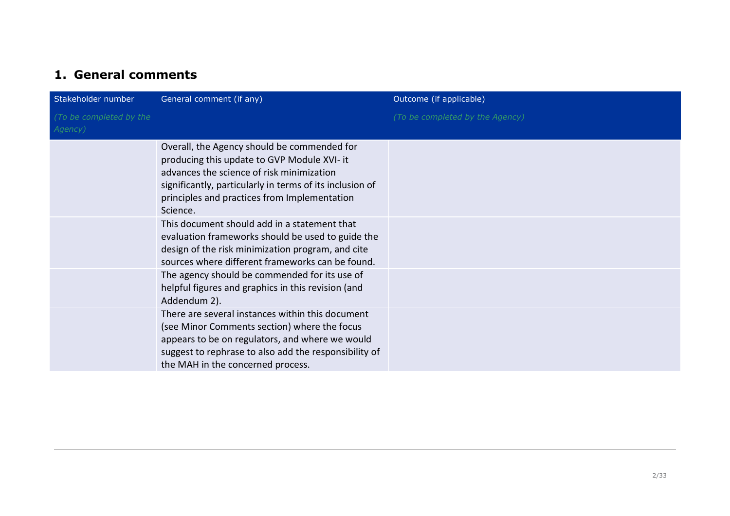## 1. General comments

| Stakeholder number<br>*(To be completed by the Agency)* | General comment (if any) | Outcome (if applicable)<br>*(To be completed by the Agency)* |
|---|---|---|
| | Overall, the Agency should be commended for producing this update to GVP Module XVI- it advances the science of risk minimization significantly, particularly in terms of its inclusion of principles and practices from Implementation Science. | |
| | This document should add in a statement that evaluation frameworks should be used to guide the design of the risk minimization program, and cite sources where different frameworks can be found. | |
| | The agency should be commended for its use of helpful figures and graphics in this revision (and Addendum 2). | |
| | There are several instances within this document (see Minor Comments section) where the focus appears to be on regulators, and where we would suggest to rephrase to also add the responsibility of the MAH in the concerned process. | |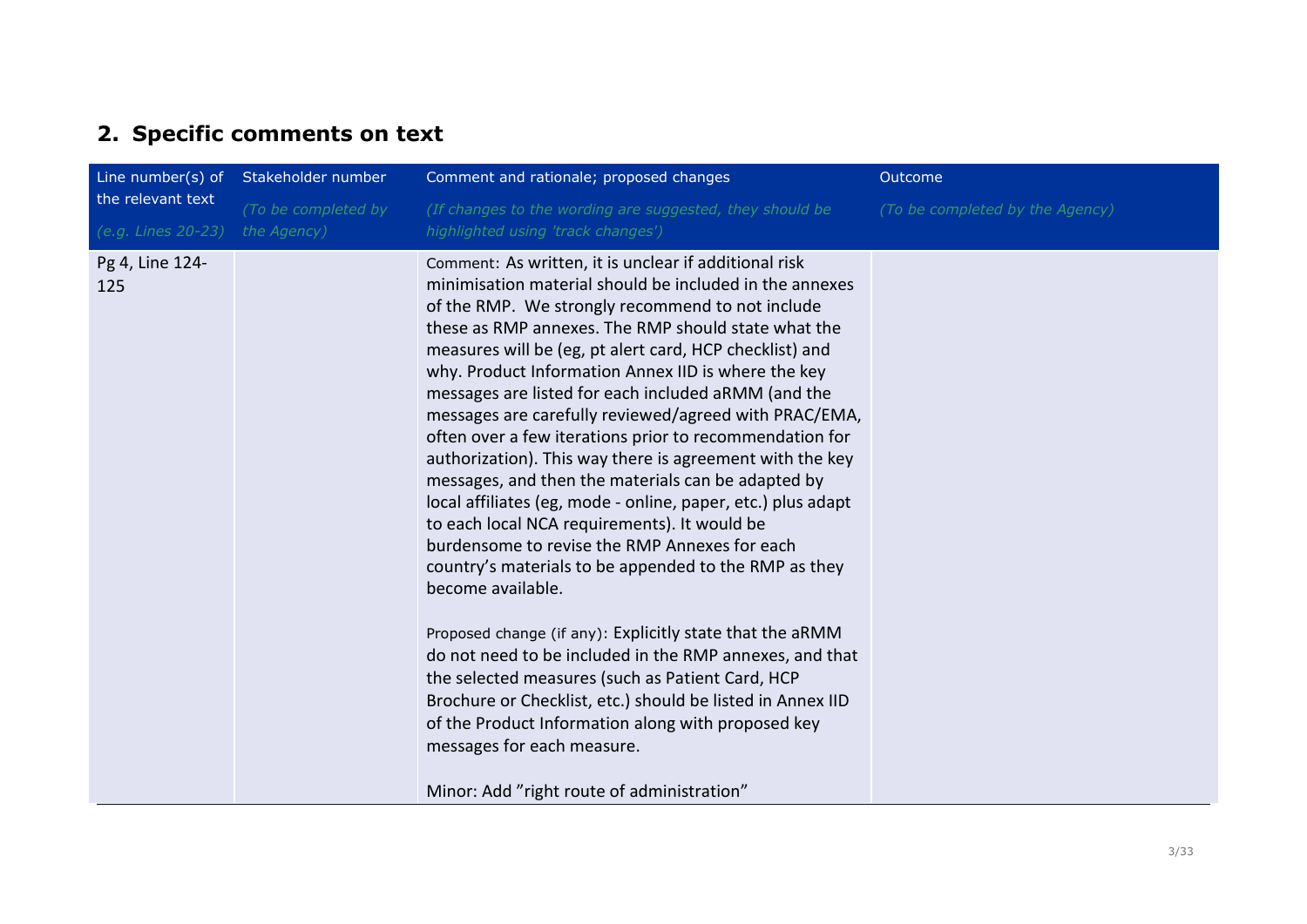## 2. Specific comments on text

| Line number(s) of the relevant text *(e.g. Lines 20-23)* | Stakeholder number *(To be completed by the Agency)* | Comment and rationale; proposed changes *(If changes to the wording are suggested, they should be highlighted using 'track changes')* | Outcome *(To be completed by the Agency)* |
| --- | --- | --- | --- |
| Pg 4, Line 124-125 | | Comment: As written, it is unclear if additional risk minimisation material should be included in the annexes of the RMP. We strongly recommend to not include these as RMP annexes. The RMP should state what the measures will be (eg, pt alert card, HCP checklist) and why. Product Information Annex IID is where the key messages are listed for each included aRMM (and the messages are carefully reviewed/agreed with PRAC/EMA, often over a few iterations prior to recommendation for authorization). This way there is agreement with the key messages, and then the materials can be adapted by local affiliates (eg, mode - online, paper, etc.) plus adapt to each local NCA requirements). It would be burdensome to revise the RMP Annexes for each country's materials to be appended to the RMP as they become available.<br><br>Proposed change (if any): Explicitly state that the aRMM do not need to be included in the RMP annexes, and that the selected measures (such as Patient Card, HCP Brochure or Checklist, etc.) should be listed in Annex IID of the Product Information along with proposed key messages for each measure.<br><br>Minor: Add "right route of administration" | |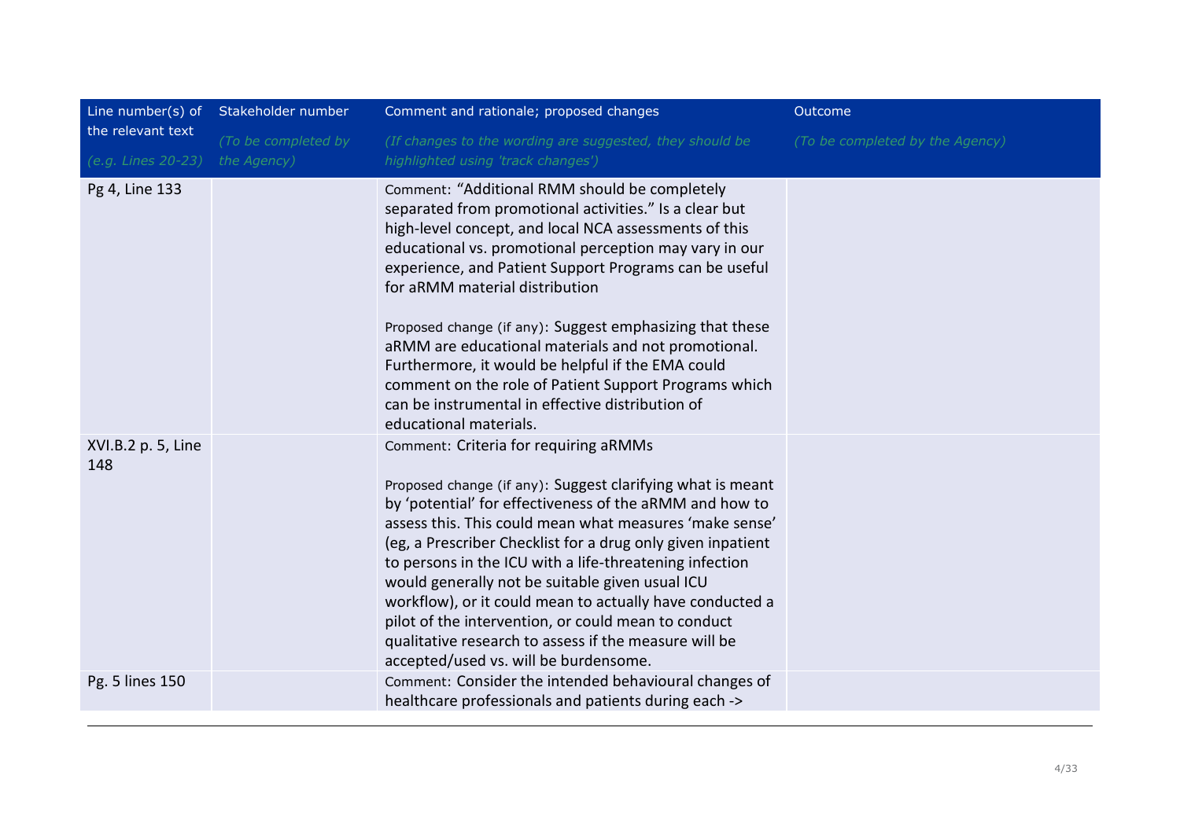| Line number(s) of the relevant text *(e.g. Lines 20-23)* | Stakeholder number *(To be completed by the Agency)* | Comment and rationale; proposed changes *(If changes to the wording are suggested, they should be highlighted using 'track changes')* | Outcome *(To be completed by the Agency)* |
|---|---|---|---|
| Pg 4, Line 133 | | Comment: "Additional RMM should be completely separated from promotional activities." Is a clear but high-level concept, and local NCA assessments of this educational vs. promotional perception may vary in our experience, and Patient Support Programs can be useful for aRMM material distribution<br><br>Proposed change (if any): Suggest emphasizing that these aRMM are educational materials and not promotional. Furthermore, it would be helpful if the EMA could comment on the role of Patient Support Programs which can be instrumental in effective distribution of educational materials. | |
| XVI.B.2 p. 5, Line 148 | | Comment: Criteria for requiring aRMMs<br><br>Proposed change (if any): Suggest clarifying what is meant by 'potential' for effectiveness of the aRMM and how to assess this. This could mean what measures 'make sense' (eg, a Prescriber Checklist for a drug only given inpatient to persons in the ICU with a life-threatening infection would generally not be suitable given usual ICU workflow), or it could mean to actually have conducted a pilot of the intervention, or could mean to conduct qualitative research to assess if the measure will be accepted/used vs. will be burdensome. | |
| Pg. 5 lines 150 | | Comment: Consider the intended behavioural changes of healthcare professionals and patients during each -> | |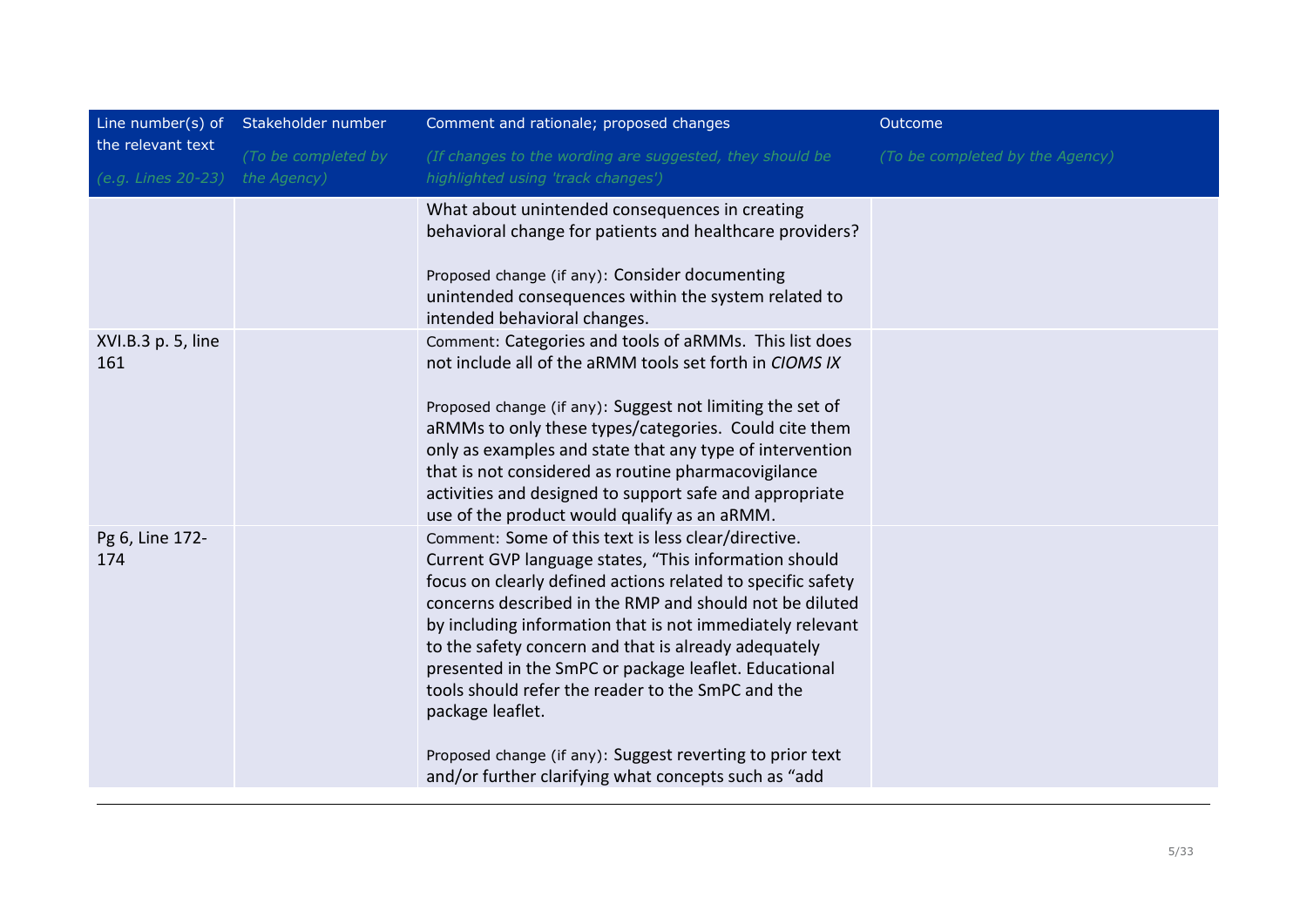| Line number(s) of the relevant text<br>*(e.g. Lines 20-23)* | Stakeholder number<br>*(To be completed by the Agency)* | Comment and rationale; proposed changes<br>*(If changes to the wording are suggested, they should be highlighted using 'track changes')* | Outcome<br>*(To be completed by the Agency)* |
|---|---|---|---|
| | | What about unintended consequences in creating behavioral change for patients and healthcare providers?<br><br>Proposed change (if any): Consider documenting unintended consequences within the system related to intended behavioral changes. | |
| XVI.B.3 p. 5, line 161 | | Comment: Categories and tools of aRMMs. This list does not include all of the aRMM tools set forth in *CIOMS IX*<br><br>Proposed change (if any): Suggest not limiting the set of aRMMs to only these types/categories. Could cite them only as examples and state that any type of intervention that is not considered as routine pharmacovigilance activities and designed to support safe and appropriate use of the product would qualify as an aRMM. | |
| Pg 6, Line 172-174 | | Comment: Some of this text is less clear/directive. Current GVP language states, "This information should focus on clearly defined actions related to specific safety concerns described in the RMP and should not be diluted by including information that is not immediately relevant to the safety concern and that is already adequately presented in the SmPC or package leaflet. Educational tools should refer the reader to the SmPC and the package leaflet.<br><br>Proposed change (if any): Suggest reverting to prior text and/or further clarifying what concepts such as "add | |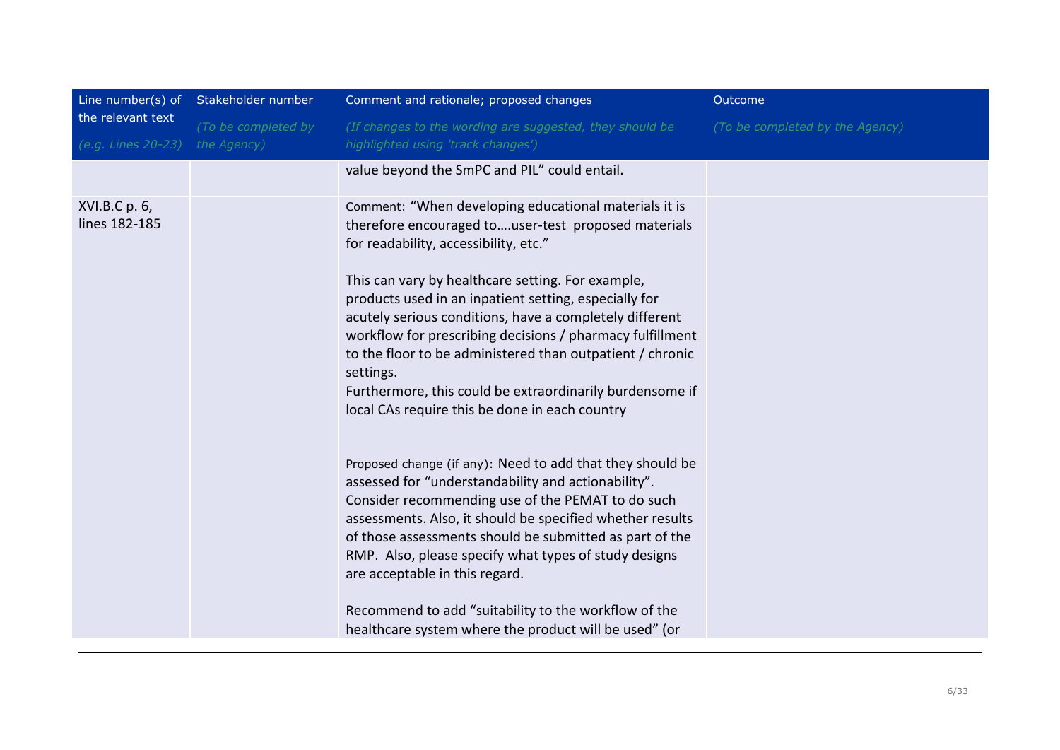| Line number(s) of the relevant text<br>*(e.g. Lines 20-23)* | Stakeholder number<br>*(To be completed by the Agency)* | Comment and rationale; proposed changes<br>*(If changes to the wording are suggested, they should be highlighted using 'track changes')* | Outcome<br>*(To be completed by the Agency)* |
|---|---|---|---|
| | | value beyond the SmPC and PIL" could entail. | |
| XVI.B.C p. 6, lines 182-185 | | Comment: "When developing educational materials it is therefore encouraged to….user-test proposed materials for readability, accessibility, etc."<br><br>This can vary by healthcare setting. For example, products used in an inpatient setting, especially for acutely serious conditions, have a completely different workflow for prescribing decisions / pharmacy fulfillment to the floor to be administered than outpatient / chronic settings.<br>Furthermore, this could be extraordinarily burdensome if local CAs require this be done in each country<br><br>Proposed change (if any): Need to add that they should be assessed for "understandability and actionability". Consider recommending use of the PEMAT to do such assessments. Also, it should be specified whether results of those assessments should be submitted as part of the RMP. Also, please specify what types of study designs are acceptable in this regard.<br><br>Recommend to add "suitability to the workflow of the healthcare system where the product will be used" (or | |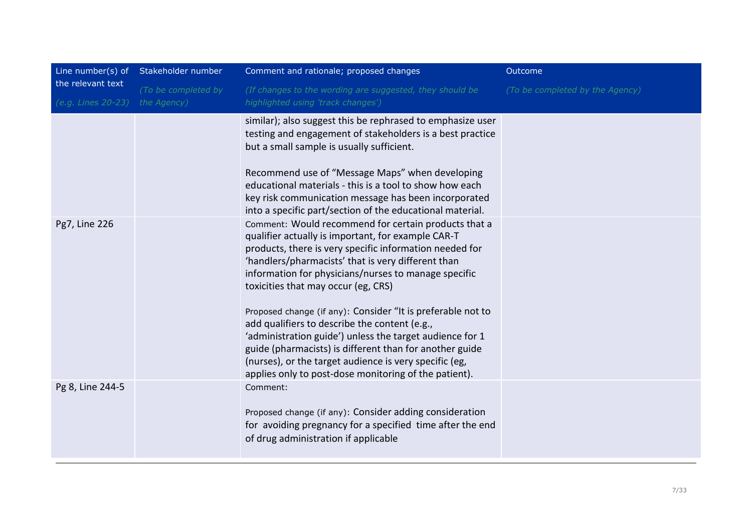| Line number(s) of the relevant text *(e.g. Lines 20-23)* | Stakeholder number *(To be completed by the Agency)* | Comment and rationale; proposed changes *(If changes to the wording are suggested, they should be highlighted using 'track changes')* | Outcome *(To be completed by the Agency)* |
|---|---|---|---|
| | | similar); also suggest this be rephrased to emphasize user testing and engagement of stakeholders is a best practice but a small sample is usually sufficient.<br><br>Recommend use of "Message Maps" when developing educational materials - this is a tool to show how each key risk communication message has been incorporated into a specific part/section of the educational material. | |
| Pg7, Line 226 | | Comment: Would recommend for certain products that a qualifier actually is important, for example CAR-T products, there is very specific information needed for 'handlers/pharmacists' that is very different than information for physicians/nurses to manage specific toxicities that may occur (eg, CRS)<br><br>Proposed change (if any): Consider "It is preferable not to add qualifiers to describe the content (e.g., 'administration guide') unless the target audience for 1 guide (pharmacists) is different than for another guide (nurses), or the target audience is very specific (eg, applies only to post-dose monitoring of the patient). | |
| Pg 8, Line 244-5 | | Comment:<br><br>Proposed change (if any): Consider adding consideration for avoiding pregnancy for a specified time after the end of drug administration if applicable | |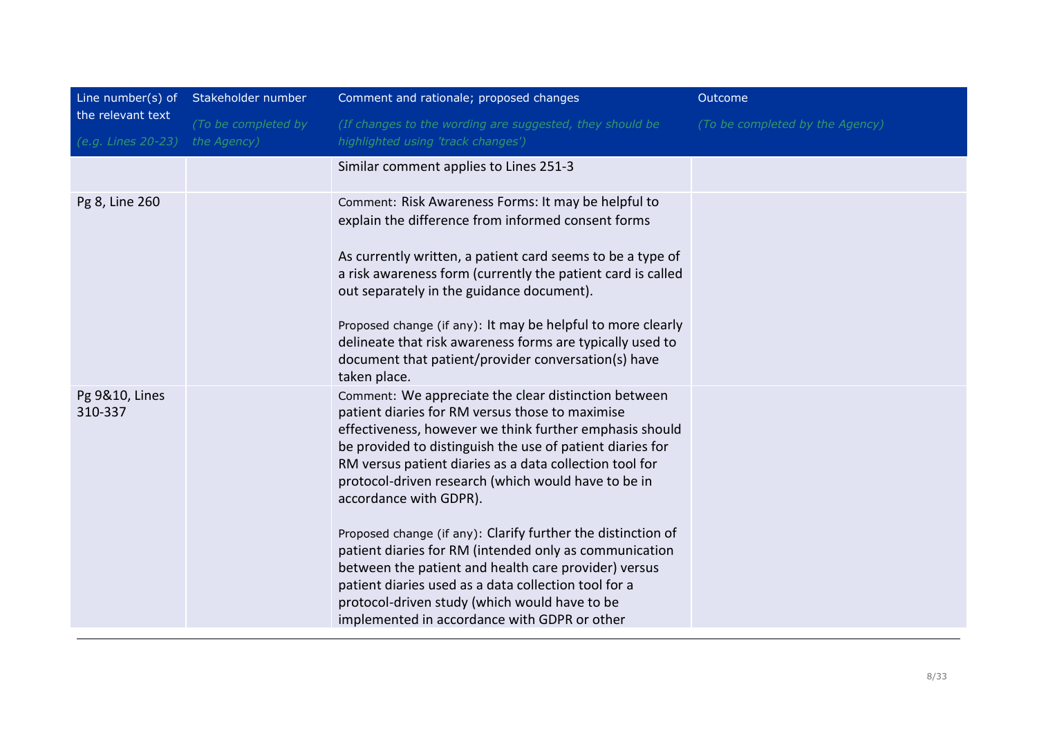| Line number(s) of the relevant text *(e.g. Lines 20-23)* | Stakeholder number *(To be completed by the Agency)* | Comment and rationale; proposed changes *(If changes to the wording are suggested, they should be highlighted using 'track changes')* | Outcome *(To be completed by the Agency)* |
|---|---|---|---|
| | | Similar comment applies to Lines 251-3 | |
| Pg 8, Line 260 | | Comment: Risk Awareness Forms: It may be helpful to explain the difference from informed consent forms<br><br>As currently written, a patient card seems to be a type of a risk awareness form (currently the patient card is called out separately in the guidance document).<br><br>Proposed change (if any): It may be helpful to more clearly delineate that risk awareness forms are typically used to document that patient/provider conversation(s) have taken place. | |
| Pg 9&10, Lines 310-337 | | Comment: We appreciate the clear distinction between patient diaries for RM versus those to maximise effectiveness, however we think further emphasis should be provided to distinguish the use of patient diaries for RM versus patient diaries as a data collection tool for protocol-driven research (which would have to be in accordance with GDPR).<br><br>Proposed change (if any): Clarify further the distinction of patient diaries for RM (intended only as communication between the patient and health care provider) versus patient diaries used as a data collection tool for a protocol-driven study (which would have to be implemented in accordance with GDPR or other | |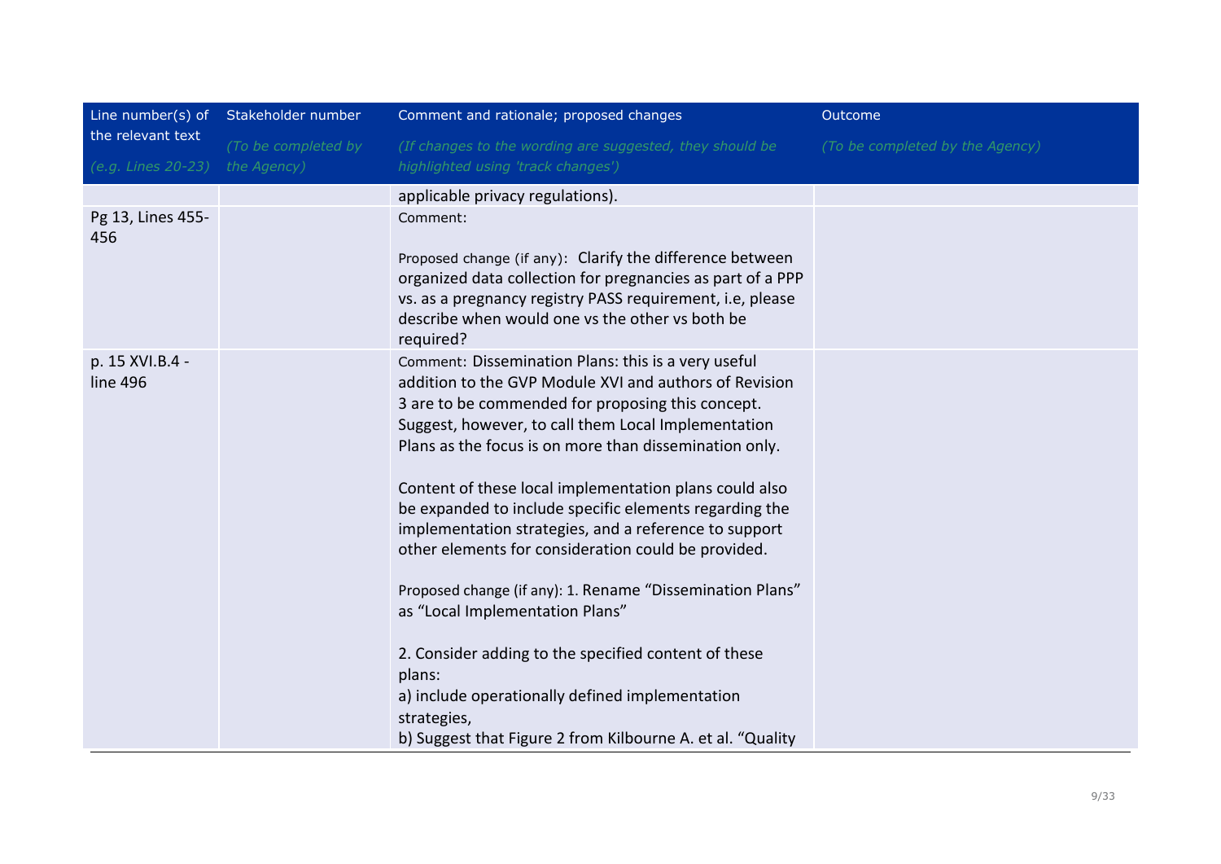| Line number(s) of the relevant text *(e.g. Lines 20-23)* | Stakeholder number *(To be completed by the Agency)* | Comment and rationale; proposed changes *(If changes to the wording are suggested, they should be highlighted using 'track changes')* | Outcome *(To be completed by the Agency)* |
|---|---|---|---|
| | | applicable privacy regulations). | |
| Pg 13, Lines 455-456 | | Comment:<br><br>Proposed change (if any): Clarify the difference between organized data collection for pregnancies as part of a PPP vs. as a pregnancy registry PASS requirement, i.e, please describe when would one vs the other vs both be required? | |
| p. 15 XVI.B.4 - line 496 | | Comment: Dissemination Plans: this is a very useful addition to the GVP Module XVI and authors of Revision 3 are to be commended for proposing this concept. Suggest, however, to call them Local Implementation Plans as the focus is on more than dissemination only.<br><br>Content of these local implementation plans could also be expanded to include specific elements regarding the implementation strategies, and a reference to support other elements for consideration could be provided.<br><br>Proposed change (if any): 1. Rename "Dissemination Plans" as "Local Implementation Plans"<br><br>2. Consider adding to the specified content of these plans:<br>a) include operationally defined implementation strategies,<br>b) Suggest that Figure 2 from Kilbourne A. et al. "Quality | |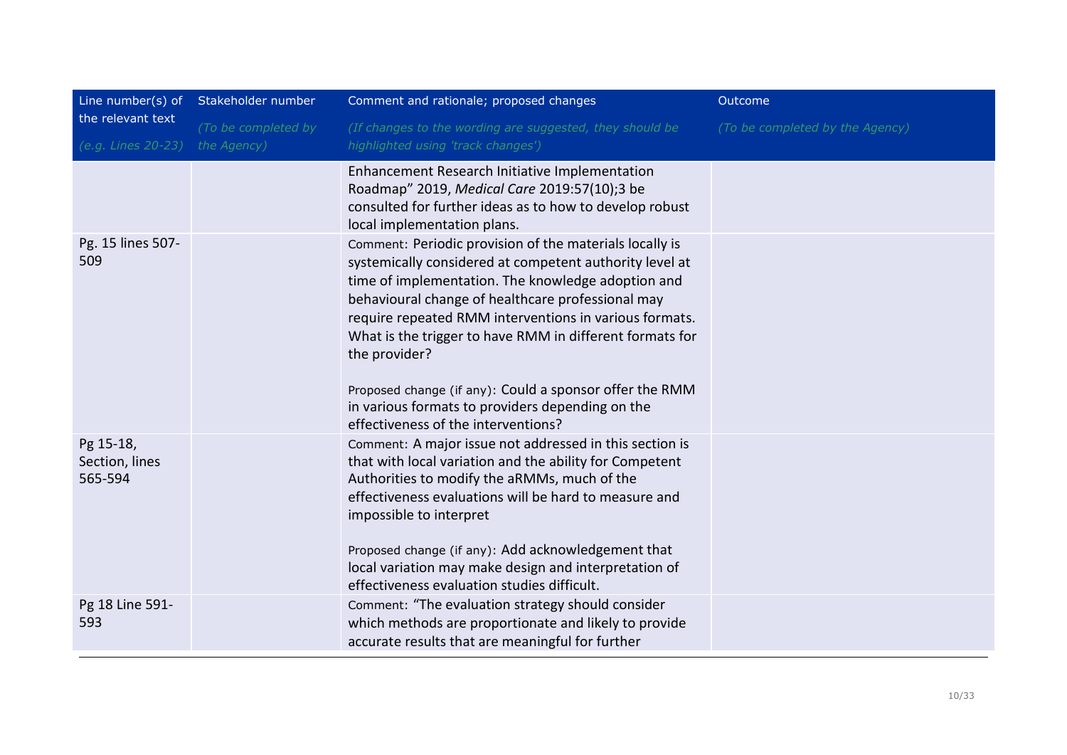| Line number(s) of the relevant text (e.g. Lines 20-23) | Stakeholder number (To be completed by the Agency) | Comment and rationale; proposed changes (If changes to the wording are suggested, they should be highlighted using 'track changes') | Outcome (To be completed by the Agency) |
|---|---|---|---|
| | | Enhancement Research Initiative Implementation Roadmap" 2019, *Medical Care* 2019:57(10);3 be consulted for further ideas as to how to develop robust local implementation plans. | |
| Pg. 15 lines 507-509 | | Comment: Periodic provision of the materials locally is systemically considered at competent authority level at time of implementation. The knowledge adoption and behavioural change of healthcare professional may require repeated RMM interventions in various formats. What is the trigger to have RMM in different formats for the provider?<br><br>Proposed change (if any): Could a sponsor offer the RMM in various formats to providers depending on the effectiveness of the interventions? | |
| Pg 15-18, Section, lines 565-594 | | Comment: A major issue not addressed in this section is that with local variation and the ability for Competent Authorities to modify the aRMMs, much of the effectiveness evaluations will be hard to measure and impossible to interpret<br><br>Proposed change (if any): Add acknowledgement that local variation may make design and interpretation of effectiveness evaluation studies difficult. | |
| Pg 18 Line 591-593 | | Comment: "The evaluation strategy should consider which methods are proportionate and likely to provide accurate results that are meaningful for further | |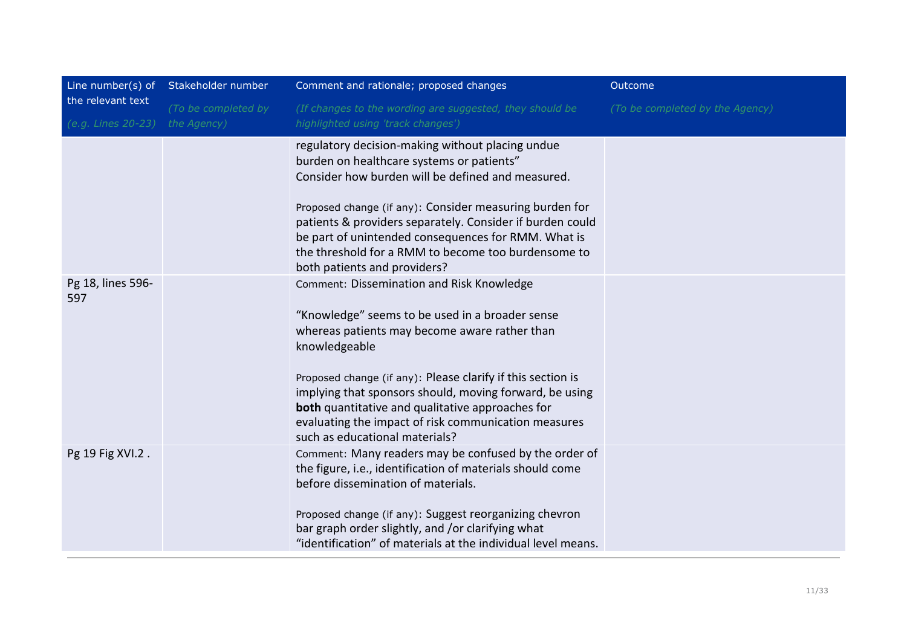| Line number(s) of the relevant text<br>*(e.g. Lines 20-23)* | Stakeholder number<br>*(To be completed by the Agency)* | Comment and rationale; proposed changes<br>*(If changes to the wording are suggested, they should be highlighted using 'track changes')* | Outcome<br>*(To be completed by the Agency)* |
|---|---|---|---|
| | | regulatory decision-making without placing undue burden on healthcare systems or patients"<br>Consider how burden will be defined and measured.<br><br>Proposed change (if any): Consider measuring burden for patients & providers separately. Consider if burden could be part of unintended consequences for RMM. What is the threshold for a RMM to become too burdensome to both patients and providers? | |
| Pg 18, lines 596-597 | | Comment: Dissemination and Risk Knowledge<br><br>"Knowledge" seems to be used in a broader sense whereas patients may become aware rather than knowledgeable<br><br>Proposed change (if any): Please clarify if this section is implying that sponsors should, moving forward, be using **both** quantitative and qualitative approaches for evaluating the impact of risk communication measures such as educational materials? | |
| Pg 19 Fig XVI.2 . | | Comment: Many readers may be confused by the order of the figure, i.e., identification of materials should come before dissemination of materials.<br><br>Proposed change (if any): Suggest reorganizing chevron bar graph order slightly, and /or clarifying what "identification" of materials at the individual level means. | |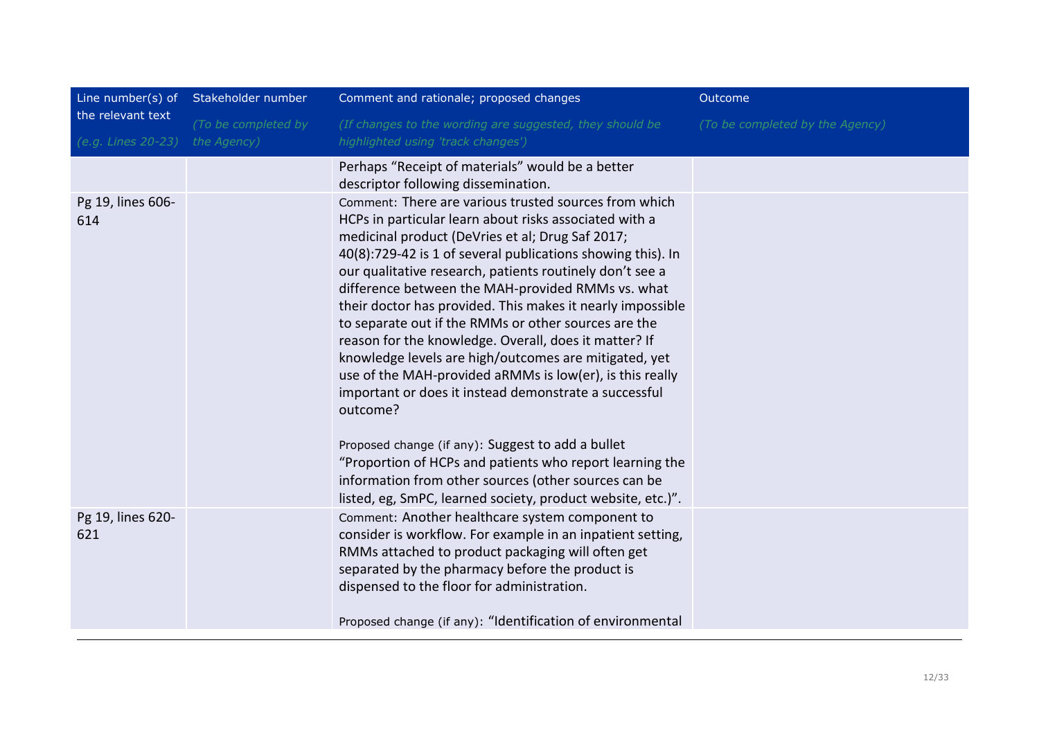| Line number(s) of the relevant text *(e.g. Lines 20-23)* | Stakeholder number *(To be completed by the Agency)* | Comment and rationale; proposed changes *(If changes to the wording are suggested, they should be highlighted using 'track changes')* | Outcome *(To be completed by the Agency)* |
|---|---|---|---|
| | | Perhaps "Receipt of materials" would be a better descriptor following dissemination. | |
| Pg 19, lines 606-614 | | Comment: There are various trusted sources from which HCPs in particular learn about risks associated with a medicinal product (DeVries et al; Drug Saf 2017; 40(8):729-42 is 1 of several publications showing this). In our qualitative research, patients routinely don't see a difference between the MAH-provided RMMs vs. what their doctor has provided. This makes it nearly impossible to separate out if the RMMs or other sources are the reason for the knowledge. Overall, does it matter? If knowledge levels are high/outcomes are mitigated, yet use of the MAH-provided aRMMs is low(er), is this really important or does it instead demonstrate a successful outcome?<br><br>Proposed change (if any): Suggest to add a bullet "Proportion of HCPs and patients who report learning the information from other sources (other sources can be listed, eg, SmPC, learned society, product website, etc.)". | |
| Pg 19, lines 620-621 | | Comment: Another healthcare system component to consider is workflow. For example in an inpatient setting, RMMs attached to product packaging will often get separated by the pharmacy before the product is dispensed to the floor for administration.<br><br>Proposed change (if any): "Identification of environmental | |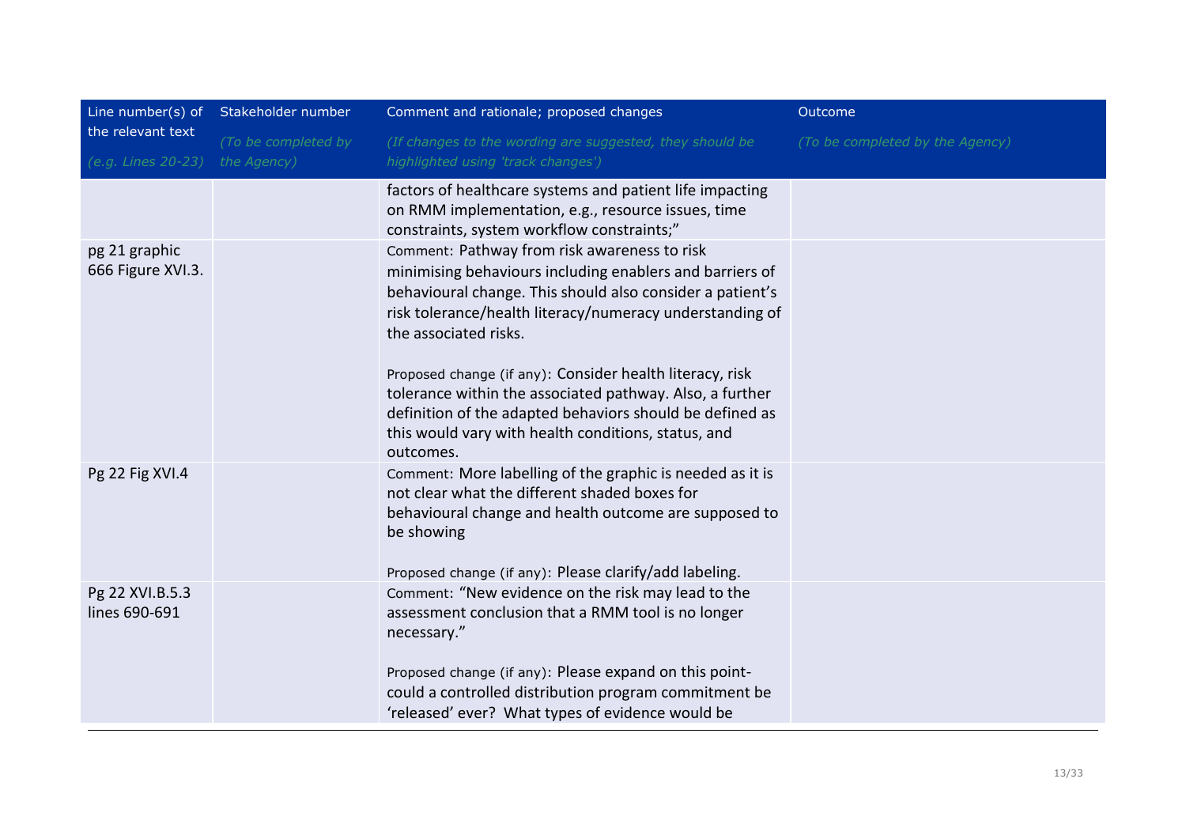| Line number(s) of the relevant text (e.g. Lines 20-23) | Stakeholder number (To be completed by the Agency) | Comment and rationale; proposed changes (If changes to the wording are suggested, they should be highlighted using 'track changes') | Outcome (To be completed by the Agency) |
|---|---|---|---|
| | | factors of healthcare systems and patient life impacting on RMM implementation, e.g., resource issues, time constraints, system workflow constraints;" | |
| pg 21 graphic 666 Figure XVI.3. | | Comment: Pathway from risk awareness to risk minimising behaviours including enablers and barriers of behavioural change. This should also consider a patient's risk tolerance/health literacy/numeracy understanding of the associated risks.<br><br>Proposed change (if any): Consider health literacy, risk tolerance within the associated pathway. Also, a further definition of the adapted behaviors should be defined as this would vary with health conditions, status, and outcomes. | |
| Pg 22 Fig XVI.4 | | Comment: More labelling of the graphic is needed as it is not clear what the different shaded boxes for behavioural change and health outcome are supposed to be showing<br><br>Proposed change (if any): Please clarify/add labeling. | |
| Pg 22 XVI.B.5.3 lines 690-691 | | Comment: "New evidence on the risk may lead to the assessment conclusion that a RMM tool is no longer necessary."<br><br>Proposed change (if any): Please expand on this point- could a controlled distribution program commitment be 'released' ever? What types of evidence would be | |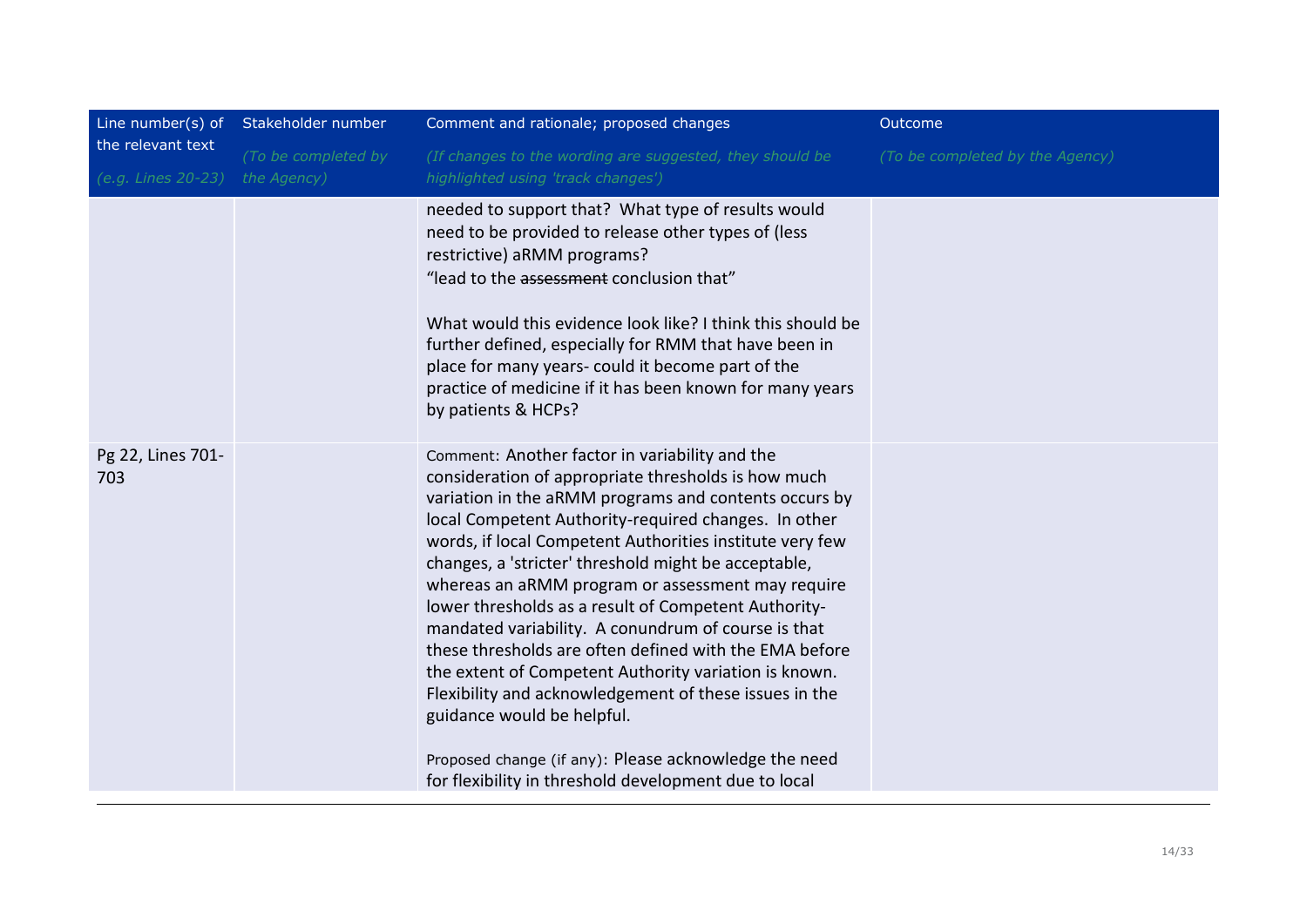| Line number(s) of the relevant text<br>*(e.g. Lines 20-23)* | Stakeholder number<br>*(To be completed by the Agency)* | Comment and rationale; proposed changes<br>*(If changes to the wording are suggested, they should be highlighted using 'track changes')* | Outcome<br>*(To be completed by the Agency)* |
|---|---|---|---|
| | | needed to support that? What type of results would need to be provided to release other types of (less restrictive) aRMM programs?<br>"lead to the ~~assessment~~ conclusion that"<br><br>What would this evidence look like? I think this should be further defined, especially for RMM that have been in place for many years- could it become part of the practice of medicine if it has been known for many years by patients & HCPs? | |
| Pg 22, Lines 701-703 | | Comment: Another factor in variability and the consideration of appropriate thresholds is how much variation in the aRMM programs and contents occurs by local Competent Authority-required changes. In other words, if local Competent Authorities institute very few changes, a 'stricter' threshold might be acceptable, whereas an aRMM program or assessment may require lower thresholds as a result of Competent Authority-mandated variability. A conundrum of course is that these thresholds are often defined with the EMA before the extent of Competent Authority variation is known. Flexibility and acknowledgement of these issues in the guidance would be helpful.<br><br>Proposed change (if any): Please acknowledge the need for flexibility in threshold development due to local | |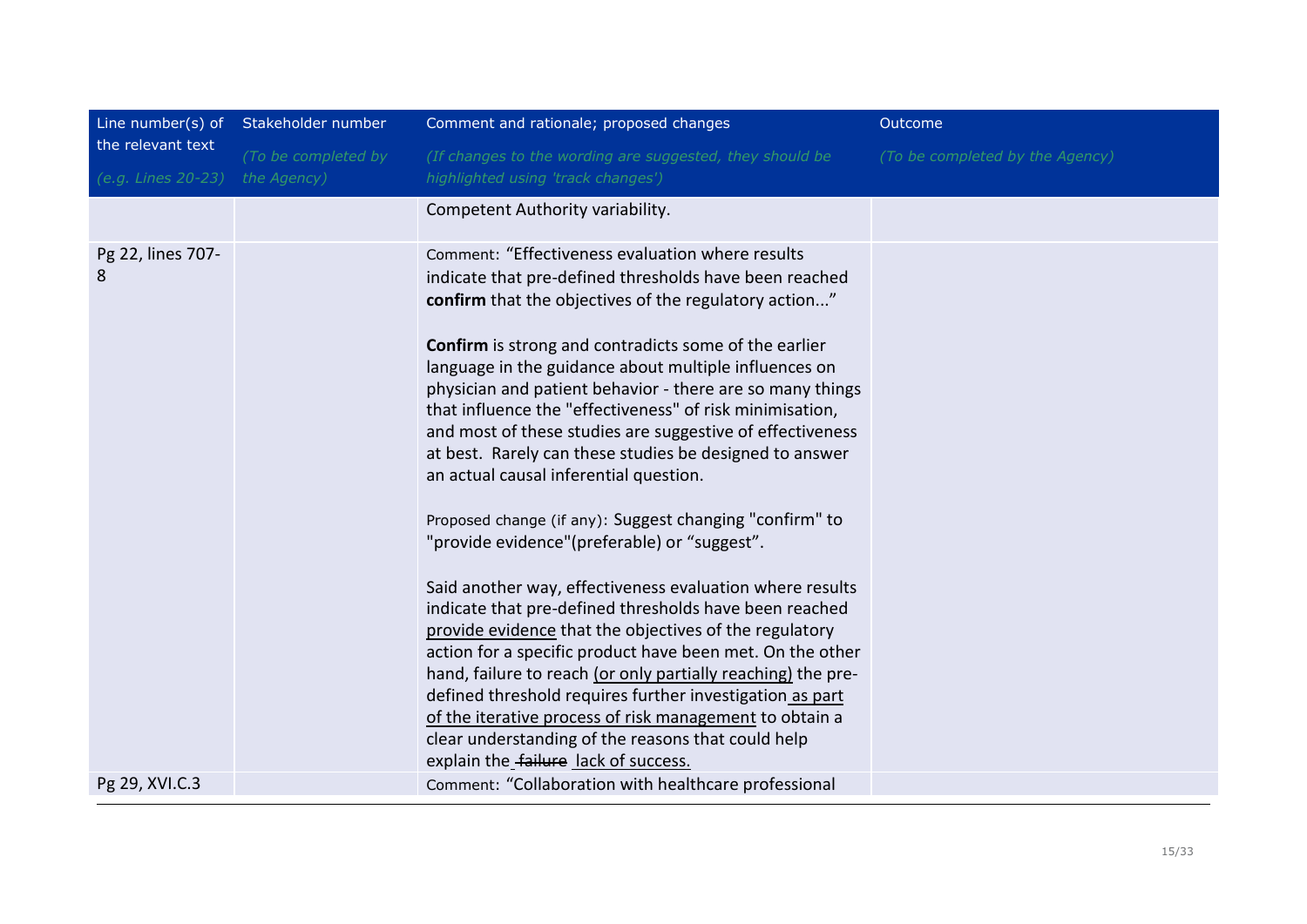| Line number(s) of the relevant text<br>*(e.g. Lines 20-23)* | Stakeholder number<br>*(To be completed by the Agency)* | Comment and rationale; proposed changes<br>*(If changes to the wording are suggested, they should be highlighted using 'track changes')* | Outcome<br>*(To be completed by the Agency)* |
|---|---|---|---|
| | | Competent Authority variability. | |
| Pg 22, lines 707-8 | | Comment: "Effectiveness evaluation where results indicate that pre-defined thresholds have been reached **confirm** that the objectives of the regulatory action..."<br><br>**Confirm** is strong and contradicts some of the earlier language in the guidance about multiple influences on physician and patient behavior - there are so many things that influence the "effectiveness" of risk minimisation, and most of these studies are suggestive of effectiveness at best. Rarely can these studies be designed to answer an actual causal inferential question.<br><br>Proposed change (if any): Suggest changing "confirm" to "provide evidence"(preferable) or "suggest".<br><br>Said another way, effectiveness evaluation where results indicate that pre-defined thresholds have been reached <u>provide evidence</u> that the objectives of the regulatory action for a specific product have been met. On the other hand, failure to reach <u>(or only partially reaching)</u> the pre-defined threshold requires further investigation <u>as part of the iterative process of risk management</u> to obtain a clear understanding of the reasons that could help explain the ~~failure~~ <u>lack of success.</u> | |
| Pg 29, XVI.C.3 | | Comment: "Collaboration with healthcare professional | |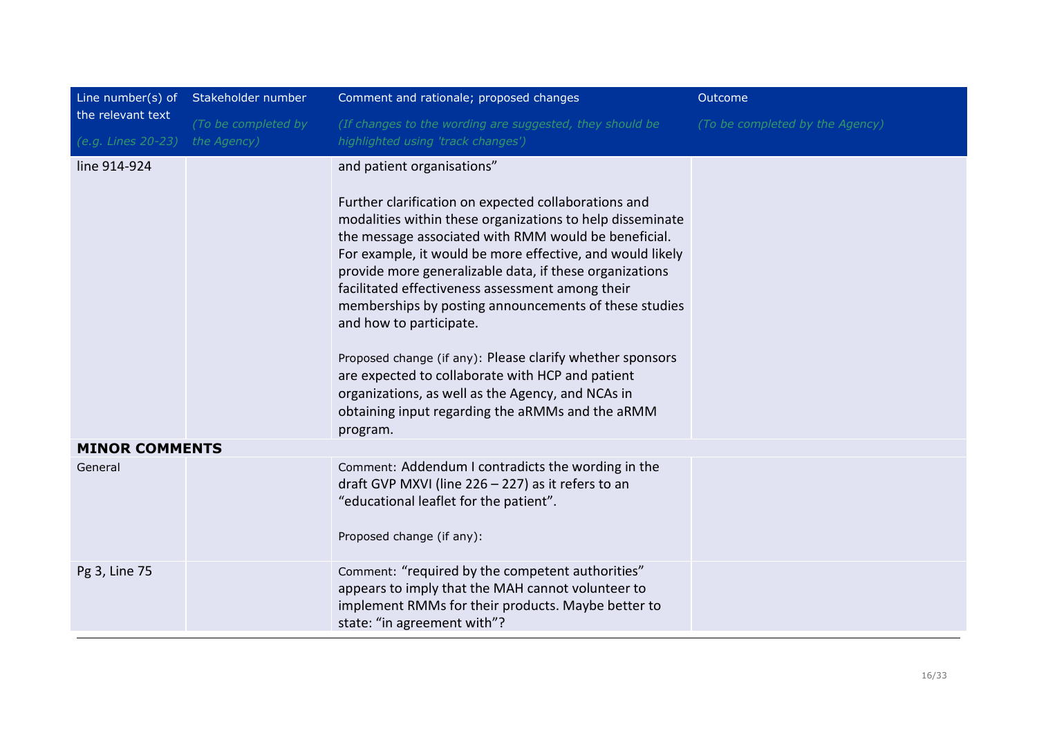| Line number(s) of the relevant text<br>*(e.g. Lines 20-23)* | Stakeholder number<br>*(To be completed by the Agency)* | Comment and rationale; proposed changes<br>*(If changes to the wording are suggested, they should be highlighted using 'track changes')* | Outcome<br>*(To be completed by the Agency)* |
|---|---|---|---|
| line 914-924 | | and patient organisations"<br><br>Further clarification on expected collaborations and modalities within these organizations to help disseminate the message associated with RMM would be beneficial. For example, it would be more effective, and would likely provide more generalizable data, if these organizations facilitated effectiveness assessment among their memberships by posting announcements of these studies and how to participate.<br><br>Proposed change (if any): Please clarify whether sponsors are expected to collaborate with HCP and patient organizations, as well as the Agency, and NCAs in obtaining input regarding the aRMMs and the aRMM program. | |
| **MINOR COMMENTS** | | | |
| General | | Comment: Addendum I contradicts the wording in the draft GVP MXVI (line 226 – 227) as it refers to an "educational leaflet for the patient".<br><br>Proposed change (if any): | |
| Pg 3, Line 75 | | Comment: "required by the competent authorities" appears to imply that the MAH cannot volunteer to implement RMMs for their products. Maybe better to state: "in agreement with"? | |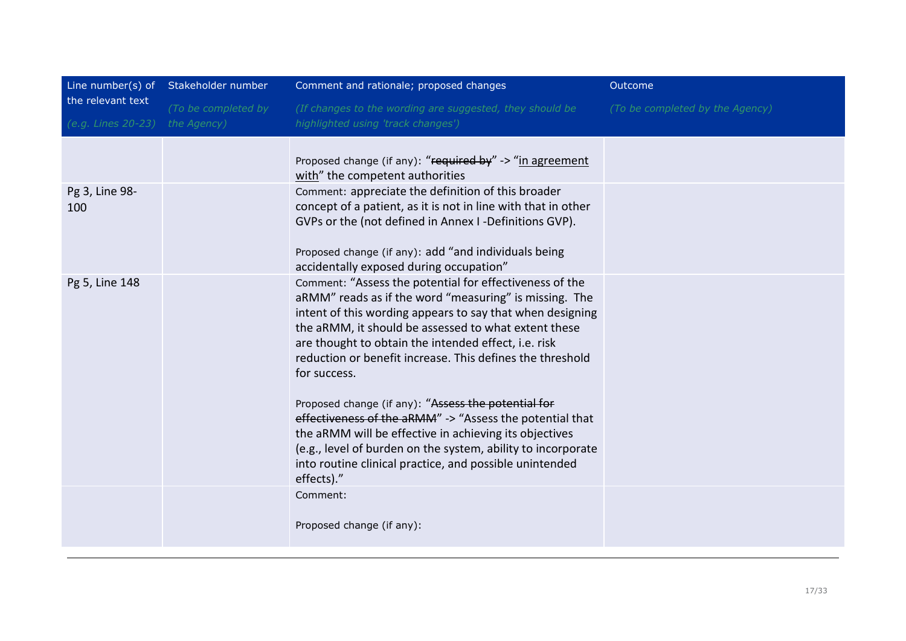| Line number(s) of the relevant text (e.g. Lines 20-23) | Stakeholder number (To be completed by the Agency) | Comment and rationale; proposed changes (If changes to the wording are suggested, they should be highlighted using 'track changes') | Outcome (To be completed by the Agency) |
|---|---|---|---|
| | | Proposed change (if any): "~~required by~~" -> "<u>in agreement with</u>" the competent authorities | |
| Pg 3, Line 98-100 | | Comment: appreciate the definition of this broader concept of a patient, as it is not in line with that in other GVPs or the (not defined in Annex I -Definitions GVP).<br><br>Proposed change (if any): add "and individuals being accidentally exposed during occupation" | |
| Pg 5, Line 148 | | Comment: "Assess the potential for effectiveness of the aRMM" reads as if the word "measuring" is missing. The intent of this wording appears to say that when designing the aRMM, it should be assessed to what extent these are thought to obtain the intended effect, i.e. risk reduction or benefit increase. This defines the threshold for success.<br><br>Proposed change (if any): "~~Assess the potential for effectiveness of the aRMM~~" -> "Assess the potential that the aRMM will be effective in achieving its objectives (e.g., level of burden on the system, ability to incorporate into routine clinical practice, and possible unintended effects)." | |
| | | Comment:<br><br>Proposed change (if any): | |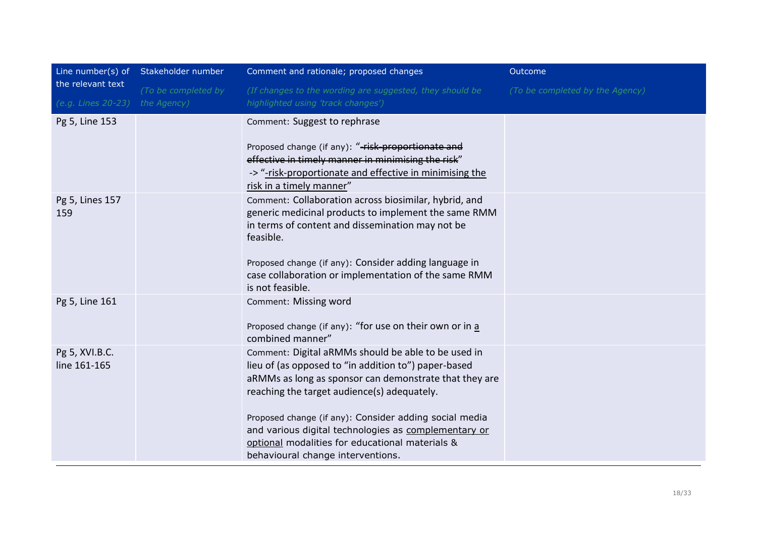| Line number(s) of the relevant text *(e.g. Lines 20-23)* | Stakeholder number *(To be completed by the Agency)* | Comment and rationale; proposed changes *(If changes to the wording are suggested, they should be highlighted using 'track changes')* | Outcome *(To be completed by the Agency)* |
| --- | --- | --- | --- |
| Pg 5, Line 153 | | Comment: Suggest to rephrase<br><br>Proposed change (if any): "~~-risk-proportionate and effective in timely manner in minimising the risk~~" -> "<u>-risk-proportionate and effective in minimising the risk in a timely manner</u>" | |
| Pg 5, Lines 157 159 | | Comment: Collaboration across biosimilar, hybrid, and generic medicinal products to implement the same RMM in terms of content and dissemination may not be feasible.<br><br>Proposed change (if any): Consider adding language in case collaboration or implementation of the same RMM is not feasible. | |
| Pg 5, Line 161 | | Comment: Missing word<br><br>Proposed change (if any): "for use on their own or in <u>a</u> combined manner" | |
| Pg 5, XVI.B.C. line 161-165 | | Comment: Digital aRMMs should be able to be used in lieu of (as opposed to "in addition to") paper-based aRMMs as long as sponsor can demonstrate that they are reaching the target audience(s) adequately.<br><br>Proposed change (if any): Consider adding social media and various digital technologies as <u>complementary or optional</u> modalities for educational materials & behavioural change interventions. | |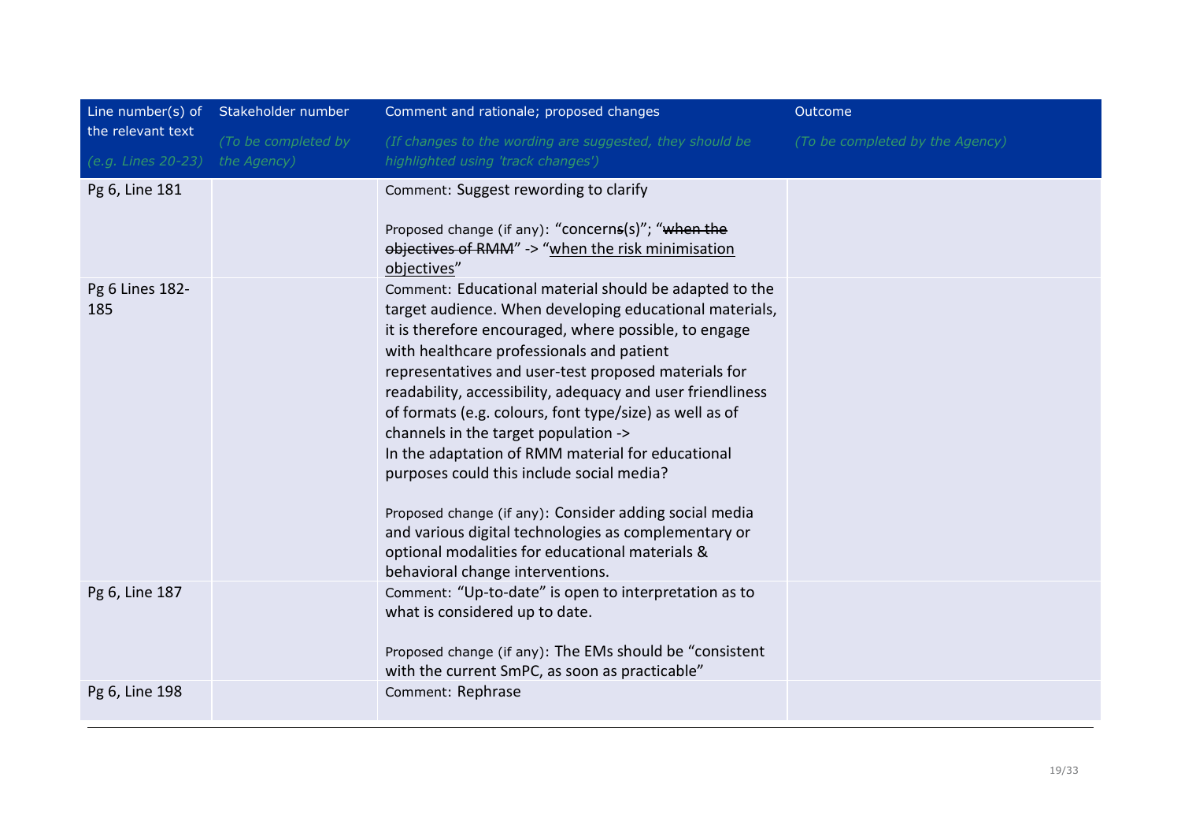| Line number(s) of the relevant text<br>*(e.g. Lines 20-23)* | Stakeholder number<br>*(To be completed by the Agency)* | Comment and rationale; proposed changes<br>*(If changes to the wording are suggested, they should be highlighted using 'track changes')* | Outcome<br>*(To be completed by the Agency)* |
|---|---|---|---|
| Pg 6, Line 181 | | Comment: Suggest rewording to clarify<br><br>Proposed change (if any): "concern~~s~~(s)"; "~~when the objectives of RMM~~" -> "<u>when the risk minimisation objectives</u>" | |
| Pg 6 Lines 182-185 | | Comment: Educational material should be adapted to the target audience. When developing educational materials, it is therefore encouraged, where possible, to engage with healthcare professionals and patient representatives and user-test proposed materials for readability, accessibility, adequacy and user friendliness of formats (e.g. colours, font type/size) as well as of channels in the target population -><br>In the adaptation of RMM material for educational purposes could this include social media?<br><br>Proposed change (if any): Consider adding social media and various digital technologies as complementary or optional modalities for educational materials & behavioral change interventions. | |
| Pg 6, Line 187 | | Comment: "Up-to-date" is open to interpretation as to what is considered up to date.<br><br>Proposed change (if any): The EMs should be "consistent with the current SmPC, as soon as practicable" | |
| Pg 6, Line 198 | | Comment: Rephrase | |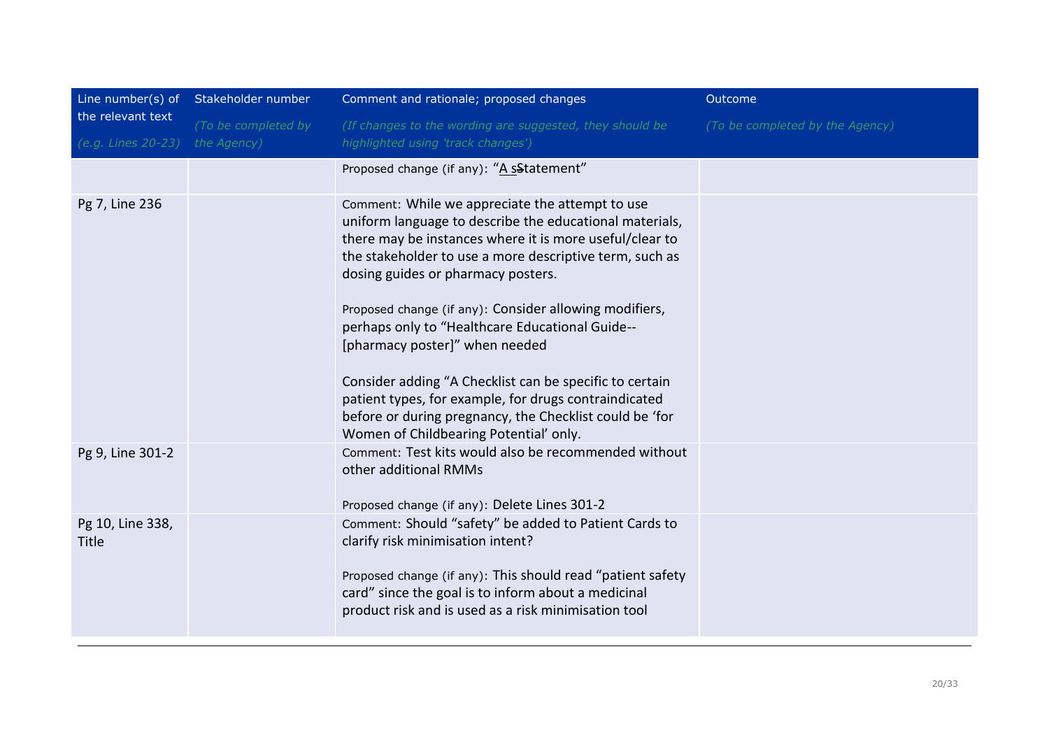| Line number(s) of the relevant text (e.g. Lines 20-23) | Stakeholder number (To be completed by the Agency) | Comment and rationale; proposed changes (If changes to the wording are suggested, they should be highlighted using 'track changes') | Outcome (To be completed by the Agency) |
|---|---|---|---|
| | | Proposed change (if any): "A sStatement" | |
| Pg 7, Line 236 | | Comment: While we appreciate the attempt to use uniform language to describe the educational materials, there may be instances where it is more useful/clear to the stakeholder to use a more descriptive term, such as dosing guides or pharmacy posters.<br><br>Proposed change (if any): Consider allowing modifiers, perhaps only to "Healthcare Educational Guide--[pharmacy poster]" when needed<br><br>Consider adding "A Checklist can be specific to certain patient types, for example, for drugs contraindicated before or during pregnancy, the Checklist could be 'for Women of Childbearing Potential' only. | |
| Pg 9, Line 301-2 | | Comment: Test kits would also be recommended without other additional RMMs<br><br>Proposed change (if any): Delete Lines 301-2 | |
| Pg 10, Line 338, Title | | Comment: Should "safety" be added to Patient Cards to clarify risk minimisation intent?<br><br>Proposed change (if any): This should read "patient safety card" since the goal is to inform about a medicinal product risk and is used as a risk minimisation tool | |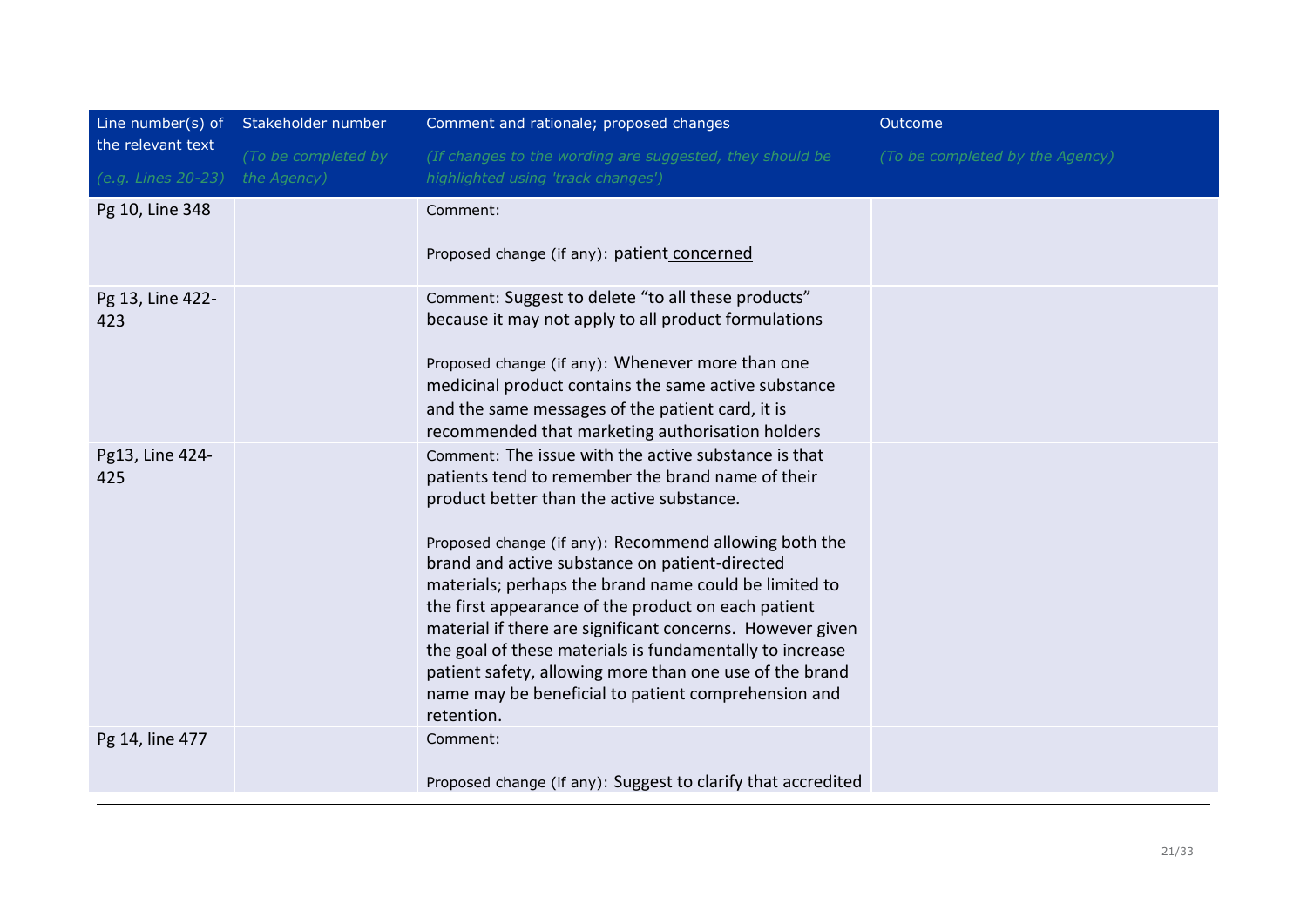| Line number(s) of the relevant text<br>*(e.g. Lines 20-23)* | Stakeholder number<br>*(To be completed by the Agency)* | Comment and rationale; proposed changes<br>*(If changes to the wording are suggested, they should be highlighted using 'track changes')* | Outcome<br>*(To be completed by the Agency)* |
|---|---|---|---|
| Pg 10, Line 348 | | Comment:<br><br>Proposed change (if any): patient concerned | |
| Pg 13, Line 422-423 | | Comment: Suggest to delete "to all these products" because it may not apply to all product formulations<br><br>Proposed change (if any): Whenever more than one medicinal product contains the same active substance and the same messages of the patient card, it is recommended that marketing authorisation holders | |
| Pg13, Line 424-425 | | Comment: The issue with the active substance is that patients tend to remember the brand name of their product better than the active substance.<br><br>Proposed change (if any): Recommend allowing both the brand and active substance on patient-directed materials; perhaps the brand name could be limited to the first appearance of the product on each patient material if there are significant concerns. However given the goal of these materials is fundamentally to increase patient safety, allowing more than one use of the brand name may be beneficial to patient comprehension and retention. | |
| Pg 14, line 477 | | Comment:<br><br>Proposed change (if any): Suggest to clarify that accredited | |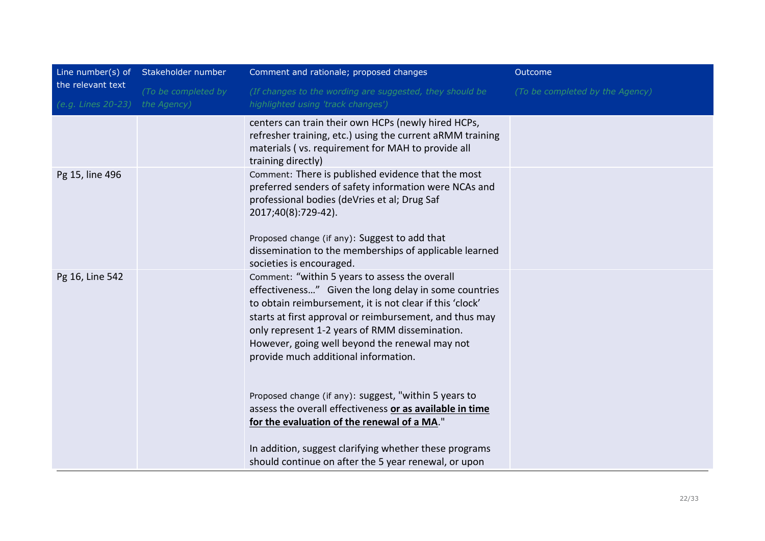| Line number(s) of the relevant text<br>*(e.g. Lines 20-23)* | Stakeholder number<br>*(To be completed by the Agency)* | Comment and rationale; proposed changes<br>*(If changes to the wording are suggested, they should be highlighted using 'track changes')* | Outcome<br>*(To be completed by the Agency)* |
|---|---|---|---|
| | | centers can train their own HCPs (newly hired HCPs, refresher training, etc.) using the current aRMM training materials ( vs. requirement for MAH to provide all training directly) | |
| Pg 15, line 496 | | Comment: There is published evidence that the most preferred senders of safety information were NCAs and professional bodies (deVries et al; Drug Saf 2017;40(8):729-42).<br><br>Proposed change (if any): Suggest to add that dissemination to the memberships of applicable learned societies is encouraged. | |
| Pg 16, Line 542 | | Comment: "within 5 years to assess the overall effectiveness…" Given the long delay in some countries to obtain reimbursement, it is not clear if this 'clock' starts at first approval or reimbursement, and thus may only represent 1-2 years of RMM dissemination. However, going well beyond the renewal may not provide much additional information.<br><br>Proposed change (if any): suggest, "within 5 years to assess the overall effectiveness **or as available in time for the evaluation of the renewal of a MA**."<br><br>In addition, suggest clarifying whether these programs should continue on after the 5 year renewal, or upon | |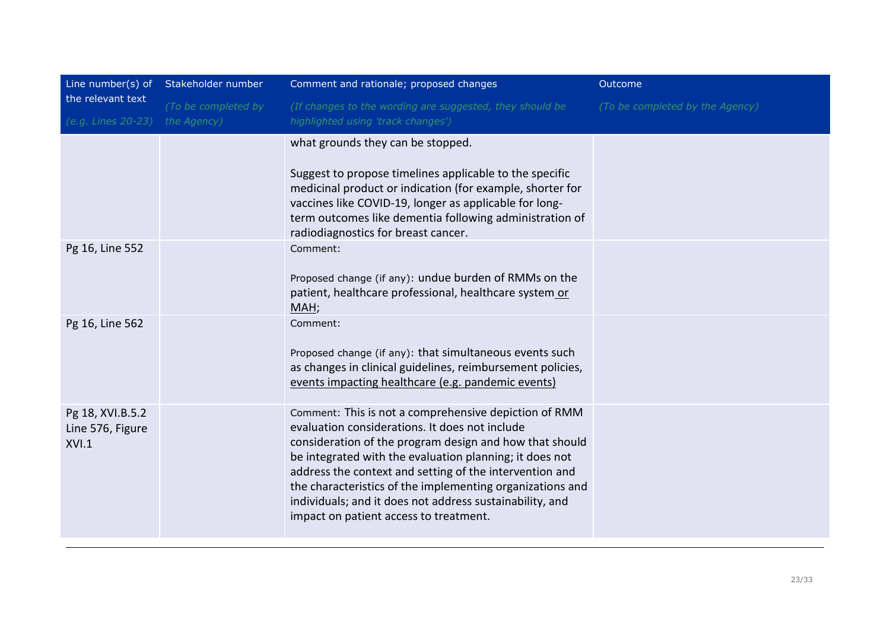| Line number(s) of the relevant text *(e.g. Lines 20-23)* | Stakeholder number *(To be completed by the Agency)* | Comment and rationale; proposed changes *(If changes to the wording are suggested, they should be highlighted using 'track changes')* | Outcome *(To be completed by the Agency)* |
|---|---|---|---|
| | | what grounds they can be stopped.<br><br>Suggest to propose timelines applicable to the specific medicinal product or indication (for example, shorter for vaccines like COVID-19, longer as applicable for long-term outcomes like dementia following administration of radiodiagnostics for breast cancer. | |
| Pg 16, Line 552 | | Comment:<br><br>Proposed change (if any): undue burden of RMMs on the patient, healthcare professional, healthcare system <u>or MAH</u>; | |
| Pg 16, Line 562 | | Comment:<br><br>Proposed change (if any): that simultaneous events such as changes in clinical guidelines, reimbursement policies, <u>events impacting healthcare (e.g. pandemic events)</u> | |
| Pg 18, XVI.B.5.2 Line 576, Figure XVI.1 | | Comment: This is not a comprehensive depiction of RMM evaluation considerations. It does not include consideration of the program design and how that should be integrated with the evaluation planning; it does not address the context and setting of the intervention and the characteristics of the implementing organizations and individuals; and it does not address sustainability, and impact on patient access to treatment. | |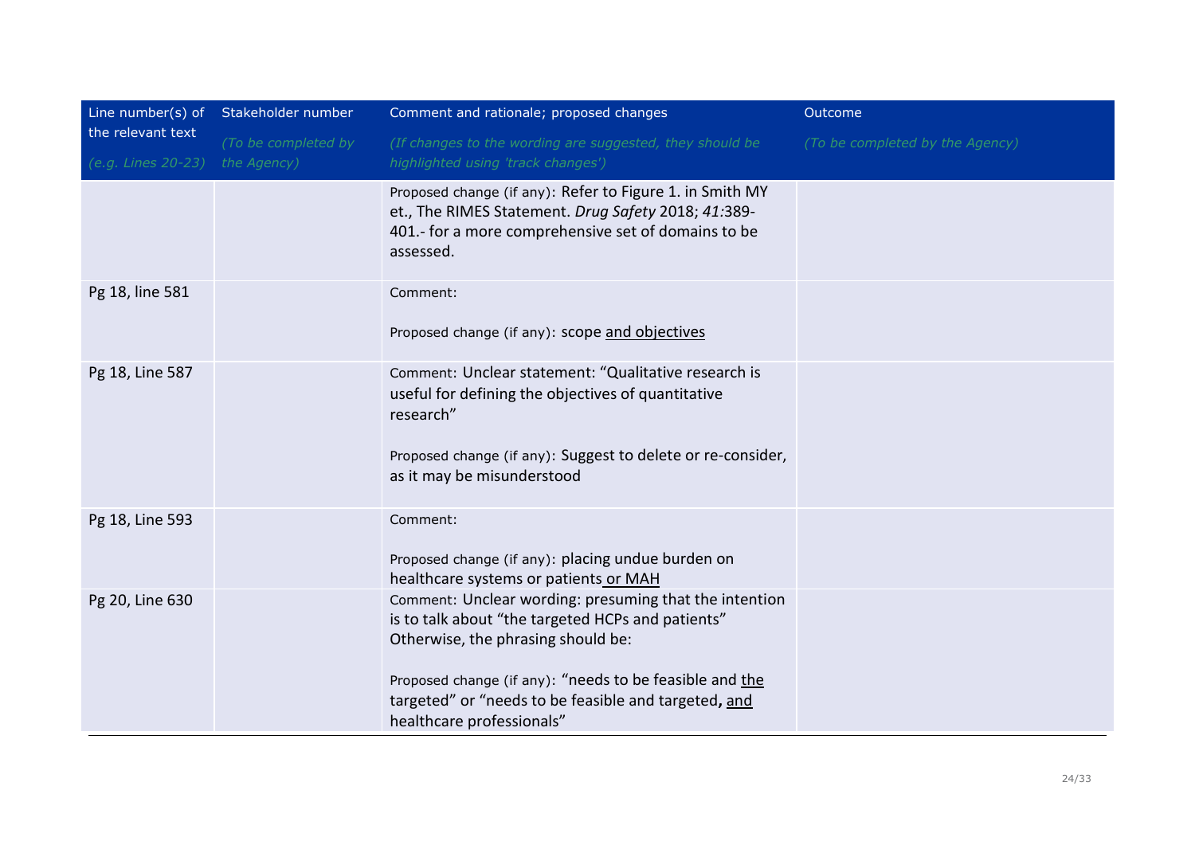| Line number(s) of the relevant text<br>*(e.g. Lines 20-23)* | Stakeholder number<br>*(To be completed by the Agency)* | Comment and rationale; proposed changes<br>*(If changes to the wording are suggested, they should be highlighted using 'track changes')* | Outcome<br>*(To be completed by the Agency)* |
|---|---|---|---|
| | | Proposed change (if any): Refer to Figure 1. in Smith MY et., The RIMES Statement. *Drug Safety* 2018; *41*:389-401.- for a more comprehensive set of domains to be assessed. | |
| Pg 18, line 581 | | Comment:<br><br>Proposed change (if any): scope <u>and objectives</u> | |
| Pg 18, Line 587 | | Comment: Unclear statement: "Qualitative research is useful for defining the objectives of quantitative research"<br><br>Proposed change (if any): Suggest to delete or re-consider, as it may be misunderstood | |
| Pg 18, Line 593 | | Comment:<br><br>Proposed change (if any): placing undue burden on healthcare systems or patients<u> or MAH</u> | |
| Pg 20, Line 630 | | Comment: Unclear wording: presuming that the intention is to talk about "the targeted HCPs and patients" Otherwise, the phrasing should be:<br><br>Proposed change (if any): "needs to be feasible and <u>the</u> targeted" or "needs to be feasible and targeted**,** <u>and</u> healthcare professionals" | |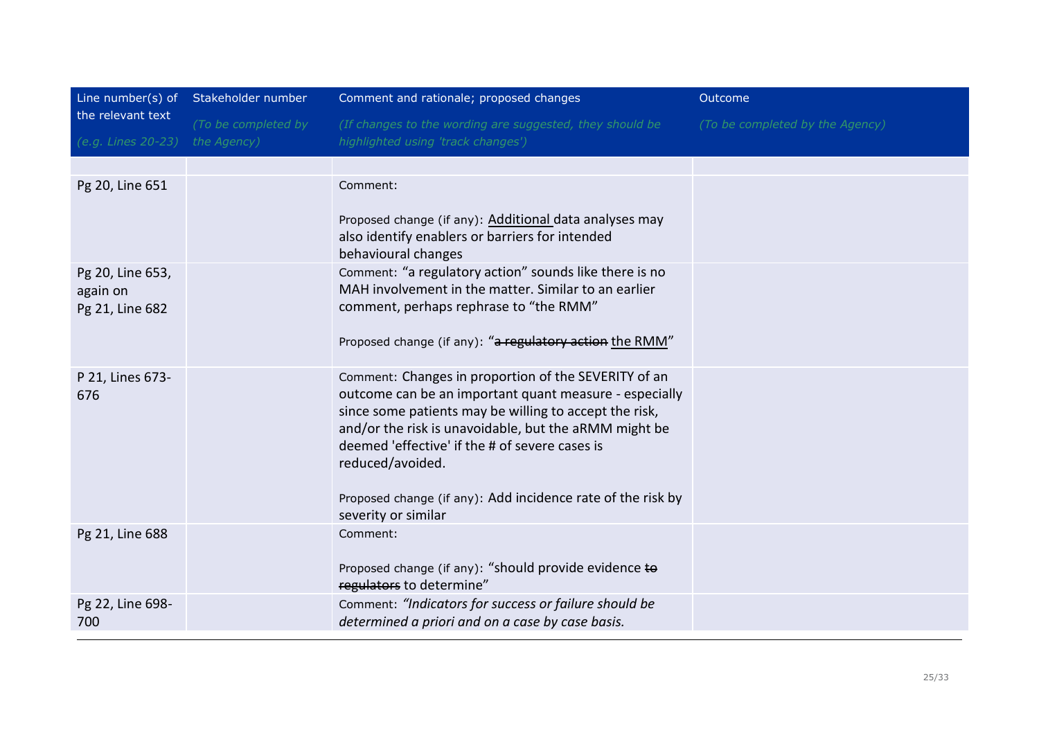| Line number(s) of the relevant text *(e.g. Lines 20-23)* | Stakeholder number *(To be completed by the Agency)* | Comment and rationale; proposed changes *(If changes to the wording are suggested, they should be highlighted using 'track changes')* | Outcome *(To be completed by the Agency)* |
|---|---|---|---|
| | | | |
| Pg 20, Line 651 | | Comment:<br><br>Proposed change (if any): <u>Additional</u> data analyses may also identify enablers or barriers for intended behavioural changes | |
| Pg 20, Line 653, again on Pg 21, Line 682 | | Comment: "a regulatory action" sounds like there is no MAH involvement in the matter. Similar to an earlier comment, perhaps rephrase to "the RMM"<br><br>Proposed change (if any): "~~a regulatory action~~ <u>the RMM</u>" | |
| P 21, Lines 673-676 | | Comment: Changes in proportion of the SEVERITY of an outcome can be an important quant measure - especially since some patients may be willing to accept the risk, and/or the risk is unavoidable, but the aRMM might be deemed 'effective' if the # of severe cases is reduced/avoided.<br><br>Proposed change (if any): Add incidence rate of the risk by severity or similar | |
| Pg 21, Line 688 | | Comment:<br><br>Proposed change (if any): "should provide evidence ~~to regulators~~ to determine" | |
| Pg 22, Line 698-700 | | Comment: *"Indicators for success or failure should be determined a priori and on a case by case basis.* | |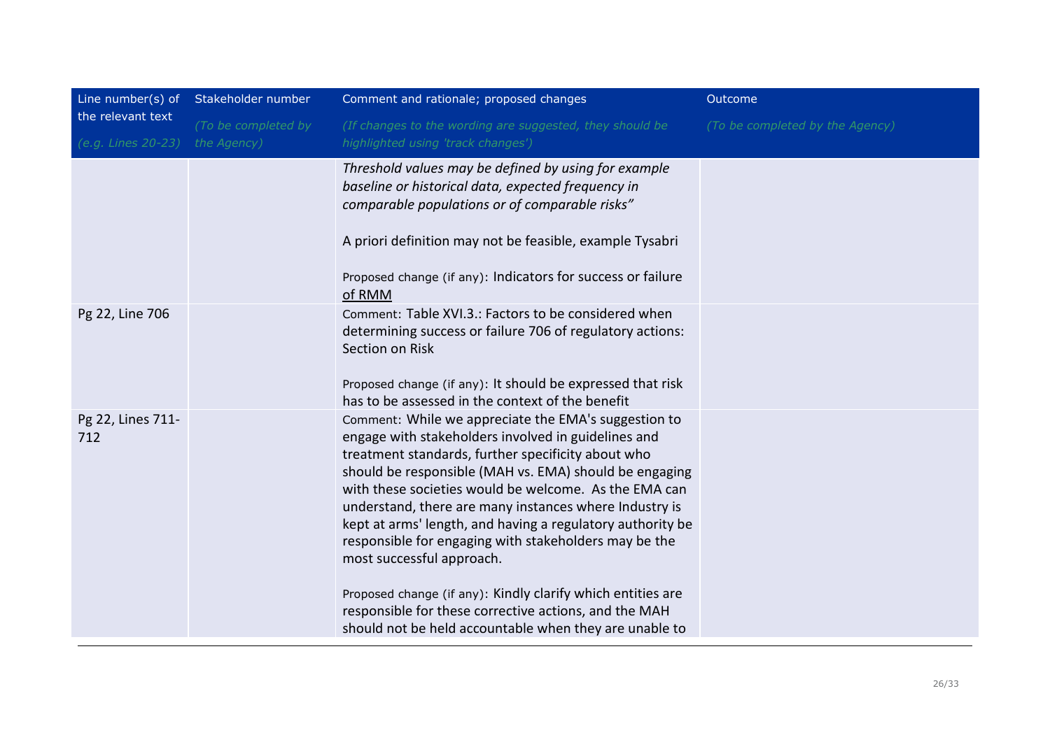| Line number(s) of the relevant text<br>*(e.g. Lines 20-23)* | Stakeholder number<br>*(To be completed by the Agency)* | Comment and rationale; proposed changes<br>*(If changes to the wording are suggested, they should be highlighted using 'track changes')* | Outcome<br>*(To be completed by the Agency)* |
|---|---|---|---|
| | | *Threshold values may be defined by using for example baseline or historical data, expected frequency in comparable populations or of comparable risks"*<br><br>A priori definition may not be feasible, example Tysabri<br><br>Proposed change (if any): Indicators for success or failure <u>of RMM</u> | |
| Pg 22, Line 706 | | Comment: Table XVI.3.: Factors to be considered when determining success or failure 706 of regulatory actions: Section on Risk<br><br>Proposed change (if any): It should be expressed that risk has to be assessed in the context of the benefit | |
| Pg 22, Lines 711-712 | | Comment: While we appreciate the EMA's suggestion to engage with stakeholders involved in guidelines and treatment standards, further specificity about who should be responsible (MAH vs. EMA) should be engaging with these societies would be welcome. As the EMA can understand, there are many instances where Industry is kept at arms' length, and having a regulatory authority be responsible for engaging with stakeholders may be the most successful approach.<br><br>Proposed change (if any): Kindly clarify which entities are responsible for these corrective actions, and the MAH should not be held accountable when they are unable to | |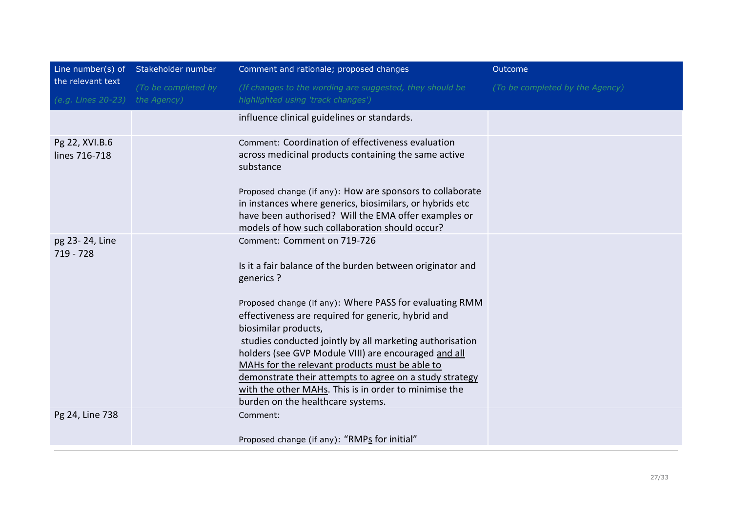| Line number(s) of the relevant text<br>*(e.g. Lines 20-23)* | Stakeholder number<br>*(To be completed by the Agency)* | Comment and rationale; proposed changes<br>*(If changes to the wording are suggested, they should be highlighted using 'track changes')* | Outcome<br>*(To be completed by the Agency)* |
|---|---|---|---|
| | | influence clinical guidelines or standards. | |
| Pg 22, XVI.B.6 lines 716-718 | | Comment: Coordination of effectiveness evaluation across medicinal products containing the same active substance<br><br>Proposed change (if any): How are sponsors to collaborate in instances where generics, biosimilars, or hybrids etc have been authorised? Will the EMA offer examples or models of how such collaboration should occur? | |
| pg 23- 24, Line 719 - 728 | | Comment: Comment on 719-726<br><br>Is it a fair balance of the burden between originator and generics ?<br><br>Proposed change (if any): Where PASS for evaluating RMM effectiveness are required for generic, hybrid and biosimilar products,<br>studies conducted jointly by all marketing authorisation holders (see GVP Module VIII) are encouraged <u>and all MAHs for the relevant products must be able to demonstrate their attempts to agree on a study strategy with the other MAHs</u>. This is in order to minimise the burden on the healthcare systems. | |
| Pg 24, Line 738 | | Comment:<br><br>Proposed change (if any): "RMP<u>s</u> for initial" | |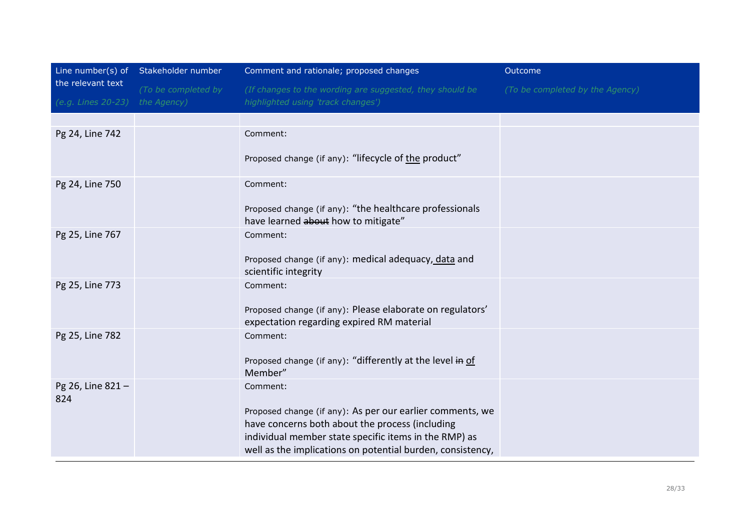| Line number(s) of the relevant text *(e.g. Lines 20-23)* | Stakeholder number *(To be completed by the Agency)* | Comment and rationale; proposed changes *(If changes to the wording are suggested, they should be highlighted using 'track changes')* | Outcome *(To be completed by the Agency)* |
|---|---|---|---|
| | | | |
| Pg 24, Line 742 | | Comment:<br><br>Proposed change (if any): "lifecycle of <u>the</u> product" | |
| Pg 24, Line 750 | | Comment:<br><br>Proposed change (if any): "the healthcare professionals have learned ~~about~~ how to mitigate" | |
| Pg 25, Line 767 | | Comment:<br><br>Proposed change (if any): medical adequacy<u>, data</u> and scientific integrity | |
| Pg 25, Line 773 | | Comment:<br><br>Proposed change (if any): Please elaborate on regulators' expectation regarding expired RM material | |
| Pg 25, Line 782 | | Comment:<br><br>Proposed change (if any): "differently at the level ~~in~~ <u>of</u> Member" | |
| Pg 26, Line 821 – 824 | | Comment:<br><br>Proposed change (if any): As per our earlier comments, we have concerns both about the process (including individual member state specific items in the RMP) as well as the implications on potential burden, consistency, | |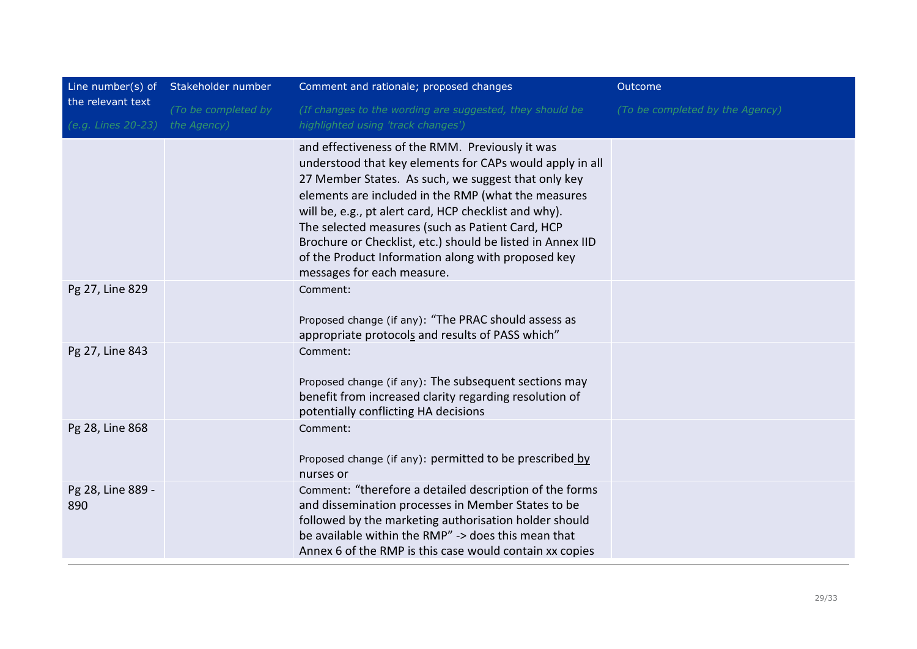| Line number(s) of the relevant text<br>*(e.g. Lines 20-23)* | Stakeholder number<br>*(To be completed by the Agency)* | Comment and rationale; proposed changes<br>*(If changes to the wording are suggested, they should be highlighted using 'track changes')* | Outcome<br>*(To be completed by the Agency)* |
|---|---|---|---|
| | | and effectiveness of the RMM. Previously it was understood that key elements for CAPs would apply in all 27 Member States. As such, we suggest that only key elements are included in the RMP (what the measures will be, e.g., pt alert card, HCP checklist and why). The selected measures (such as Patient Card, HCP Brochure or Checklist, etc.) should be listed in Annex IID of the Product Information along with proposed key messages for each measure. | |
| Pg 27, Line 829 | | Comment:<br><br>Proposed change (if any): "The PRAC should assess as appropriate protocols and results of PASS which" | |
| Pg 27, Line 843 | | Comment:<br><br>Proposed change (if any): The subsequent sections may benefit from increased clarity regarding resolution of potentially conflicting HA decisions | |
| Pg 28, Line 868 | | Comment:<br><br>Proposed change (if any): permitted to be prescribed by nurses or | |
| Pg 28, Line 889 - 890 | | Comment: "therefore a detailed description of the forms and dissemination processes in Member States to be followed by the marketing authorisation holder should be available within the RMP" -> does this mean that Annex 6 of the RMP is this case would contain xx copies | |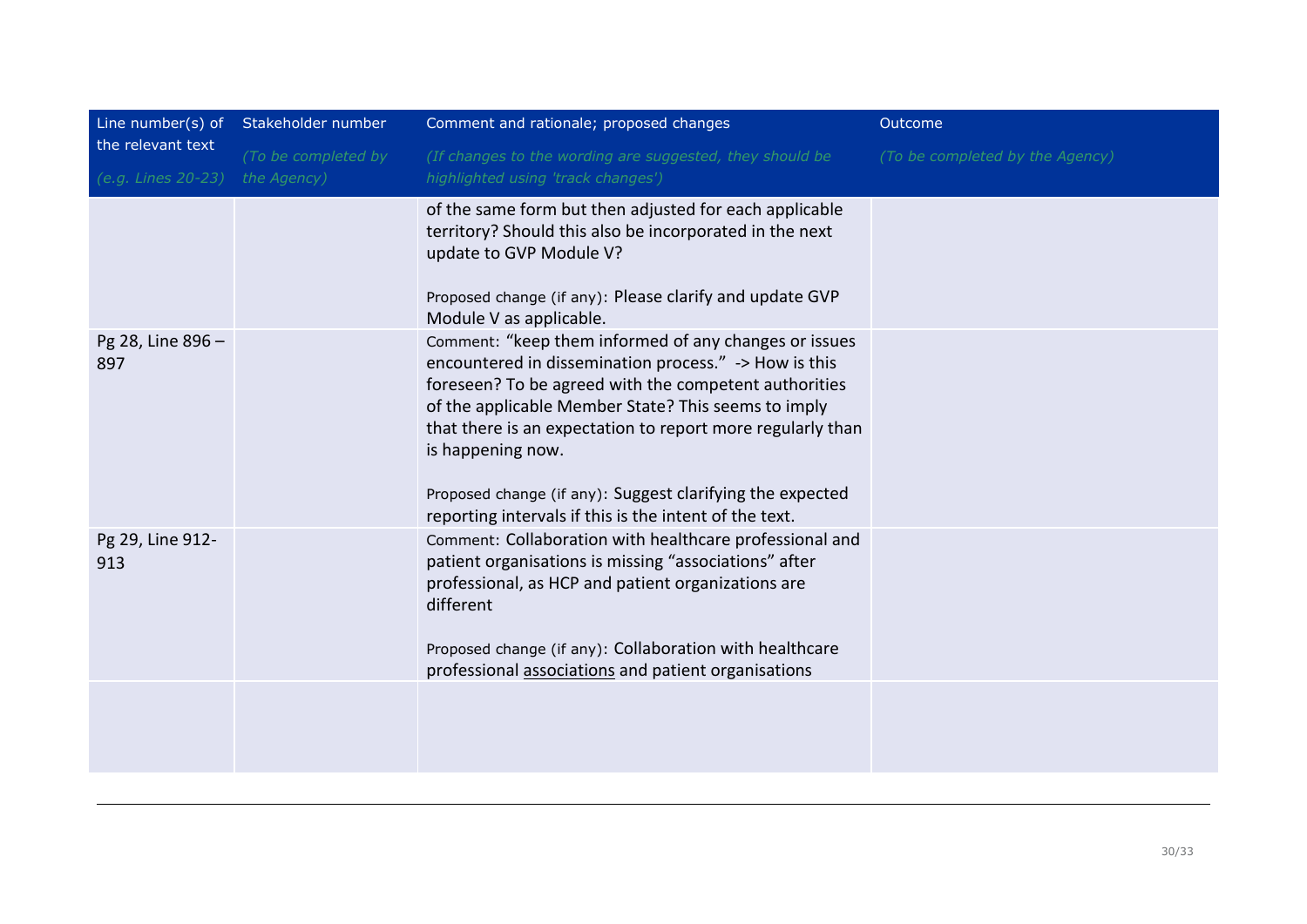| Line number(s) of the relevant text<br>*(e.g. Lines 20-23)* | Stakeholder number<br>*(To be completed by the Agency)* | Comment and rationale; proposed changes<br>*(If changes to the wording are suggested, they should be highlighted using 'track changes')* | Outcome<br>*(To be completed by the Agency)* |
|---|---|---|---|
| | | of the same form but then adjusted for each applicable territory? Should this also be incorporated in the next update to GVP Module V?<br><br>Proposed change (if any): Please clarify and update GVP Module V as applicable. | |
| Pg 28, Line 896 – 897 | | Comment: "keep them informed of any changes or issues encountered in dissemination process." -> How is this foreseen? To be agreed with the competent authorities of the applicable Member State? This seems to imply that there is an expectation to report more regularly than is happening now.<br><br>Proposed change (if any): Suggest clarifying the expected reporting intervals if this is the intent of the text. | |
| Pg 29, Line 912-913 | | Comment: Collaboration with healthcare professional and patient organisations is missing "associations" after professional, as HCP and patient organizations are different<br><br>Proposed change (if any): Collaboration with healthcare professional <u>associations</u> and patient organisations | |
| | | | |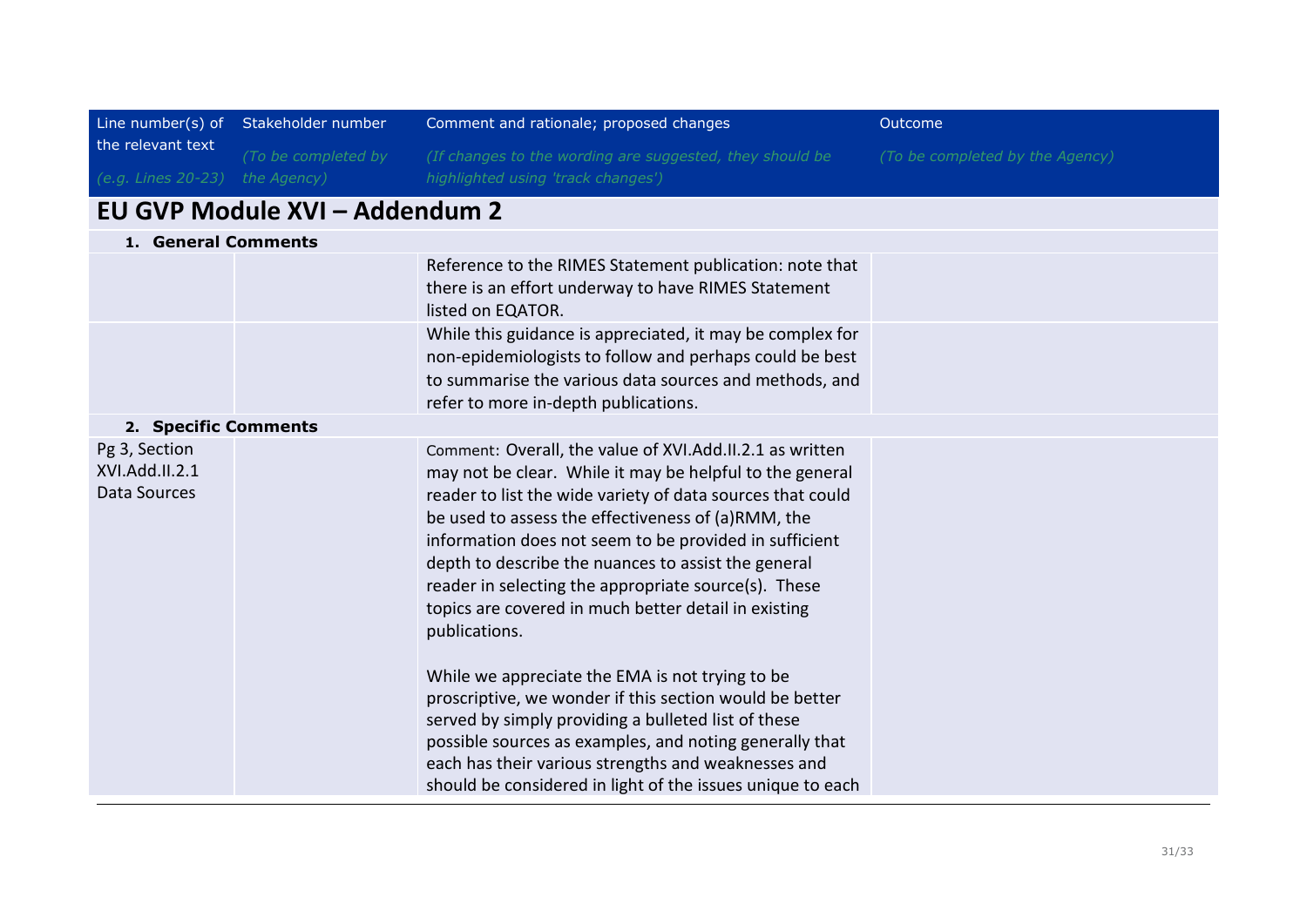| Line number(s) of the relevant text *(e.g. Lines 20-23)* | Stakeholder number *(To be completed by the Agency)* | Comment and rationale; proposed changes *(If changes to the wording are suggested, they should be highlighted using 'track changes')* | Outcome *(To be completed by the Agency)* |
|---|---|---|---|
| **EU GVP Module XVI – Addendum 2** | | | |
| **1. General Comments** | | | |
| | | Reference to the RIMES Statement publication: note that there is an effort underway to have RIMES Statement listed on EQATOR. | |
| | | While this guidance is appreciated, it may be complex for non-epidemiologists to follow and perhaps could be best to summarise the various data sources and methods, and refer to more in-depth publications. | |
| **2. Specific Comments** | | | |
| Pg 3, Section XVI.Add.II.2.1 Data Sources | | Comment: Overall, the value of XVI.Add.II.2.1 as written may not be clear. While it may be helpful to the general reader to list the wide variety of data sources that could be used to assess the effectiveness of (a)RMM, the information does not seem to be provided in sufficient depth to describe the nuances to assist the general reader in selecting the appropriate source(s). These topics are covered in much better detail in existing publications.<br><br>While we appreciate the EMA is not trying to be proscriptive, we wonder if this section would be better served by simply providing a bulleted list of these possible sources as examples, and noting generally that each has their various strengths and weaknesses and should be considered in light of the issues unique to each | |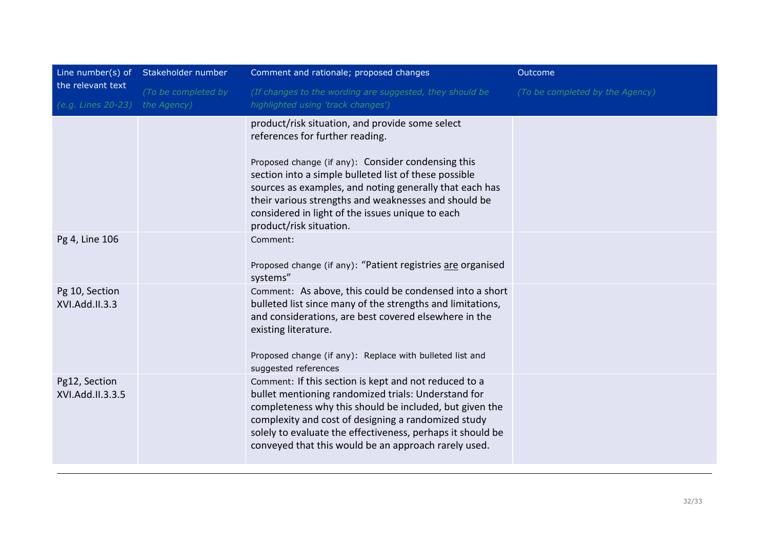| Line number(s) of the relevant text<br>*(e.g. Lines 20-23)* | Stakeholder number<br>*(To be completed by the Agency)* | Comment and rationale; proposed changes<br>*(If changes to the wording are suggested, they should be highlighted using 'track changes')* | Outcome<br>*(To be completed by the Agency)* |
|---|---|---|---|
| | | product/risk situation, and provide some select references for further reading.<br><br>Proposed change (if any): Consider condensing this section into a simple bulleted list of these possible sources as examples, and noting generally that each has their various strengths and weaknesses and should be considered in light of the issues unique to each product/risk situation. | |
| Pg 4, Line 106 | | Comment:<br><br>Proposed change (if any): "Patient registries <u>are</u> organised systems" | |
| Pg 10, Section XVI.Add.II.3.3 | | Comment: As above, this could be condensed into a short bulleted list since many of the strengths and limitations, and considerations, are best covered elsewhere in the existing literature.<br><br>Proposed change (if any): Replace with bulleted list and suggested references | |
| Pg12, Section XVI.Add.II.3.3.5 | | Comment: If this section is kept and not reduced to a bullet mentioning randomized trials: Understand for completeness why this should be included, but given the complexity and cost of designing a randomized study solely to evaluate the effectiveness, perhaps it should be conveyed that this would be an approach rarely used. | |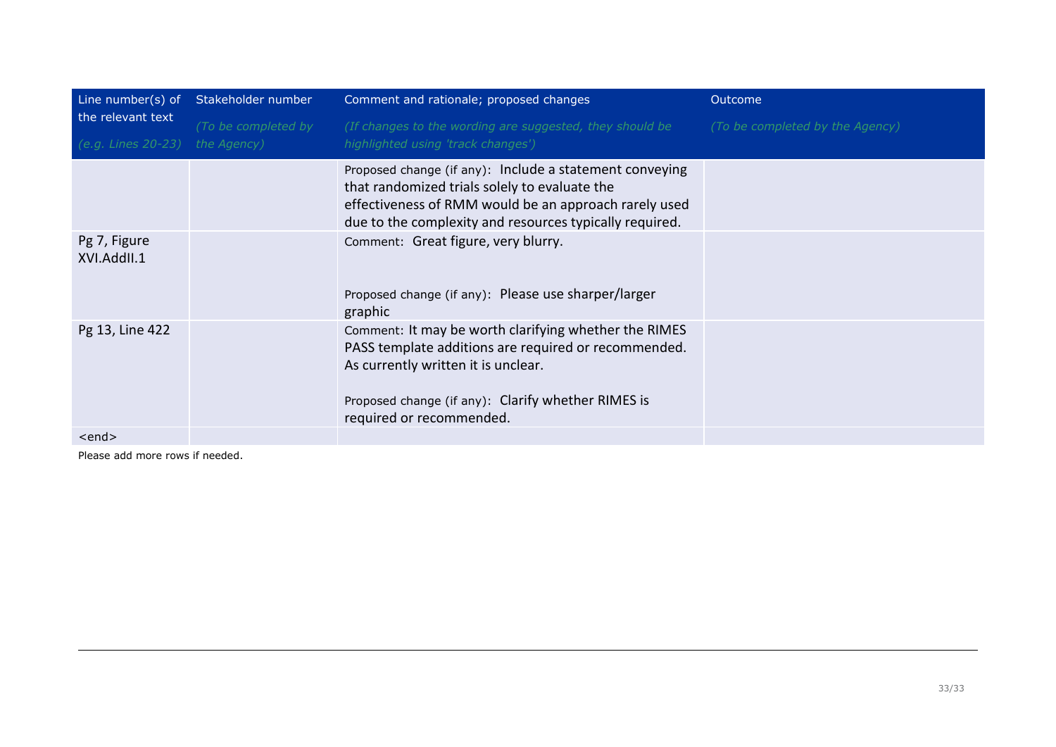| Line number(s) of the relevant text<br>*(e.g. Lines 20-23)* | Stakeholder number<br>*(To be completed by the Agency)* | Comment and rationale; proposed changes<br>*(If changes to the wording are suggested, they should be highlighted using 'track changes')* | Outcome<br>*(To be completed by the Agency)* |
|---|---|---|---|
| | | Proposed change (if any): Include a statement conveying that randomized trials solely to evaluate the effectiveness of RMM would be an approach rarely used due to the complexity and resources typically required. | |
| Pg 7, Figure XVI.AddII.1 | | Comment: Great figure, very blurry.<br><br>Proposed change (if any): Please use sharper/larger graphic | |
| Pg 13, Line 422 | | Comment: It may be worth clarifying whether the RIMES PASS template additions are required or recommended. As currently written it is unclear.<br><br>Proposed change (if any): Clarify whether RIMES is required or recommended. | |
| <end> | | | |

Please add more rows if needed.